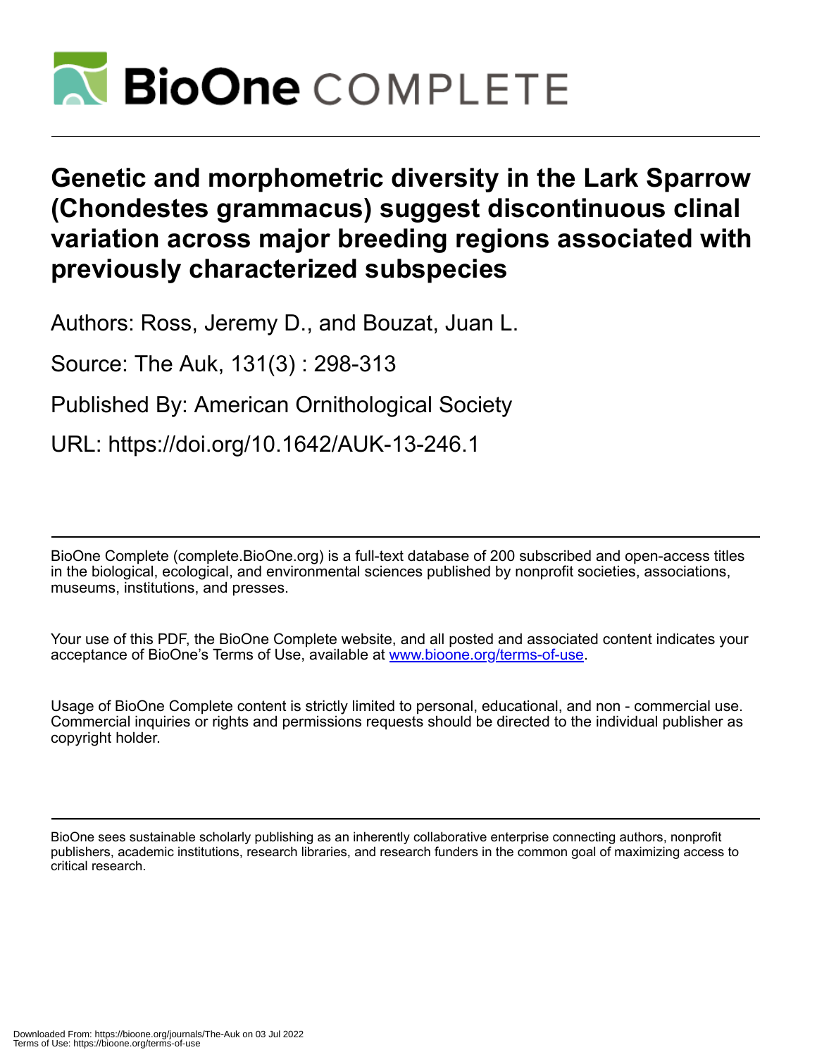# Genetic and morphometric diversity in the Lark Sparrow (Chondestes grammacus) suggest discontinuous clinal variation across major breeding regions associated with previously characterized subspecies

Authors: Ross, Jeremy D., and Bouzat, Juan L.

Source: The Auk, 131(3) : 298-313

Published By: American Ornithological Society

URL: https://doi.org/10.1642/AUK-13-246.1

---

BioOne Complete (complete.BioOne.org) is a full-text database of 200 subscribed and open-access titles in the biological, ecological, and environmental sciences published by nonprofit societies, associations, museums, institutions, and presses.

Your use of this PDF, the BioOne Complete website, and all posted and associated content indicates your acceptance of BioOne's Terms of Use, available at www.bioone.org/terms-of-use.

Usage of BioOne Complete content is strictly limited to personal, educational, and non - commercial use. Commercial inquiries or rights and permissions requests should be directed to the individual publisher as copyright holder.

---

BioOne sees sustainable scholarly publishing as an inherently collaborative enterprise connecting authors, nonprofit publishers, academic institutions, research libraries, and research funders in the common goal of maximizing access to critical research.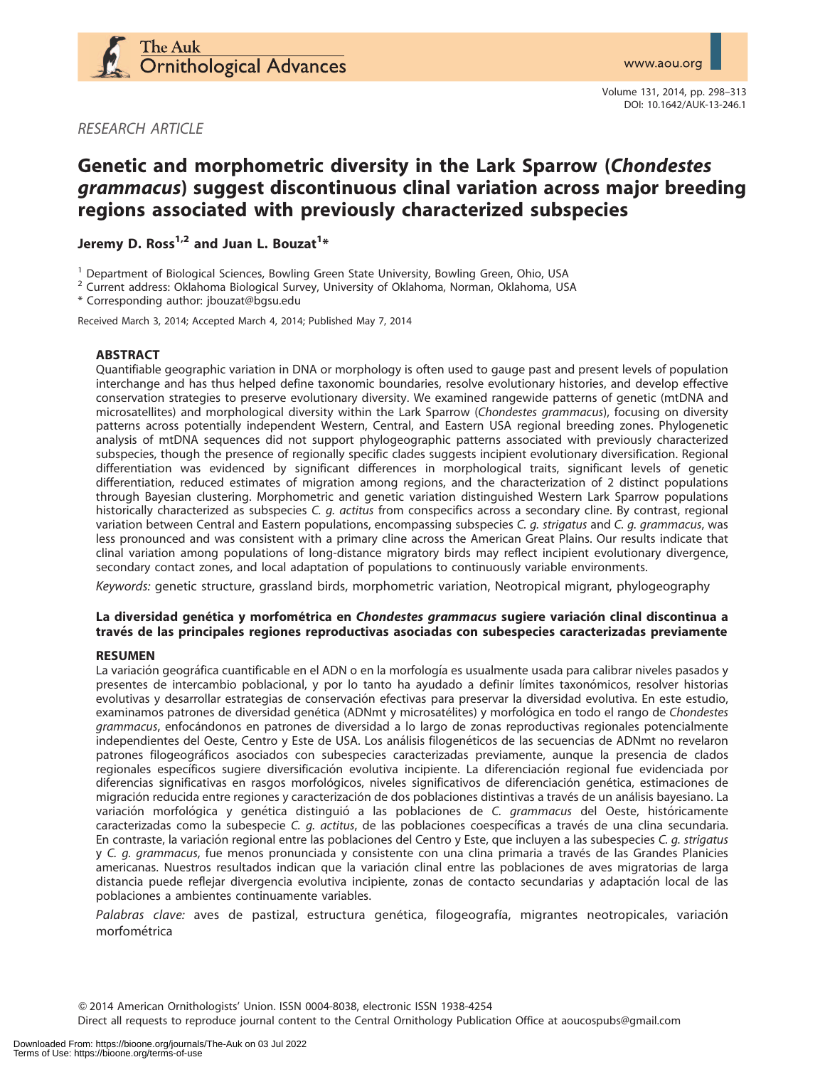RESEARCH ARTICLE

# Genetic and morphometric diversity in the Lark Sparrow (*Chondestes grammacus*) suggest discontinuous clinal variation across major breeding regions associated with previously characterized subspecies

**Jeremy D. Ross[1,2] and Juan L. Bouzat[1]***

[1] Department of Biological Sciences, Bowling Green State University, Bowling Green, Ohio, USA
[2] Current address: Oklahoma Biological Survey, University of Oklahoma, Norman, Oklahoma, USA
* Corresponding author: jbouzat@bgsu.edu

Received March 3, 2014; Accepted March 4, 2014; Published May 7, 2014

## ABSTRACT

Quantifiable geographic variation in DNA or morphology is often used to gauge past and present levels of population interchange and has thus helped define taxonomic boundaries, resolve evolutionary histories, and develop effective conservation strategies to preserve evolutionary diversity. We examined rangewide patterns of genetic (mtDNA and microsatellites) and morphological diversity within the Lark Sparrow (*Chondestes grammacus*), focusing on diversity patterns across potentially independent Western, Central, and Eastern USA regional breeding zones. Phylogenetic analysis of mtDNA sequences did not support phylogeographic patterns associated with previously characterized subspecies, though the presence of regionally specific clades suggests incipient evolutionary diversification. Regional differentiation was evidenced by significant differences in morphological traits, significant levels of genetic differentiation, reduced estimates of migration among regions, and the characterization of 2 distinct populations through Bayesian clustering. Morphometric and genetic variation distinguished Western Lark Sparrow populations historically characterized as subspecies *C. g. actitus* from conspecifics across a secondary cline. By contrast, regional variation between Central and Eastern populations, encompassing subspecies *C. g. strigatus* and *C. g. grammacus*, was less pronounced and was consistent with a primary cline across the American Great Plains. Our results indicate that clinal variation among populations of long-distance migratory birds may reflect incipient evolutionary divergence, secondary contact zones, and local adaptation of populations to continuously variable environments.

*Keywords:* genetic structure, grassland birds, morphometric variation, Neotropical migrant, phylogeography

### La diversidad genética y morfométrica en *Chondestes grammacus* sugiere variación clinal discontinua a través de las principales regiones reproductivas asociadas con subespecies caracterizadas previamente

## RESUMEN

La variación geográfica cuantificable en el ADN o en la morfología es usualmente usada para calibrar niveles pasados y presentes de intercambio poblacional, y por lo tanto ha ayudado a definir límites taxonómicos, resolver historias evolutivas y desarrollar estrategias de conservación efectivas para preservar la diversidad evolutiva. En este estudio, examinamos patrones de diversidad genética (ADNmt y microsatélites) y morfológica en todo el rango de *Chondestes grammacus*, enfocándonos en patrones de diversidad a lo largo de zonas reproductivas regionales potencialmente independientes del Oeste, Centro y Este de USA. Los análisis filogenéticos de las secuencias de ADNmt no revelaron patrones filogeográficos asociados con subespecies caracterizadas previamente, aunque la presencia de clados regionales específicos sugiere diversificación evolutiva incipiente. La diferenciación regional fue evidenciada por diferencias significativas en rasgos morfológicos, niveles significativos de diferenciación genética, estimaciones de migración reducida entre regiones y caracterización de dos poblaciones distintivas a través de un análisis bayesiano. La variación morfológica y genética distinguió a las poblaciones de *C. grammacus* del Oeste, históricamente caracterizadas como la subespecie *C. g. actitus*, de las poblaciones coespecíficas a través de una clina secundaria. En contraste, la variación regional entre las poblaciones del Centro y Este, que incluyen a las subespecies *C. g. strigatus* y *C. g. grammacus*, fue menos pronunciada y consistente con una clina primaria a través de las Grandes Planicies americanas. Nuestros resultados indican que la variación clinal entre las poblaciones de aves migratorias de larga distancia puede reflejar divergencia evolutiva incipiente, zonas de contacto secundarias y adaptación local de las poblaciones a ambientes continuamente variables.

*Palabras clave:* aves de pastizal, estructura genética, filogeografía, migrantes neotropicales, variación morfométrica

© 2014 American Ornithologists' Union. ISSN 0004-8038, electronic ISSN 1938-4254
Direct all requests to reproduce journal content to the Central Ornithology Publication Office at aoucospubs@gmail.com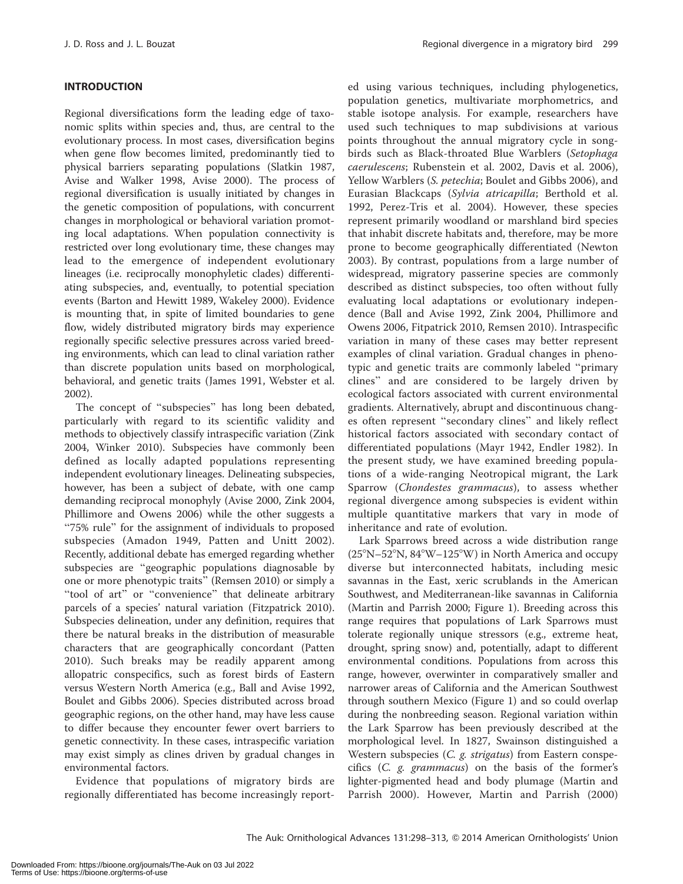## INTRODUCTION

Regional diversifications form the leading edge of taxonomic splits within species and, thus, are central to the evolutionary process. In most cases, diversification begins when gene flow becomes limited, predominantly tied to physical barriers separating populations (Slatkin 1987, Avise and Walker 1998, Avise 2000). The process of regional diversification is usually initiated by changes in the genetic composition of populations, with concurrent changes in morphological or behavioral variation promoting local adaptations. When population connectivity is restricted over long evolutionary time, these changes may lead to the emergence of independent evolutionary lineages (i.e. reciprocally monophyletic clades) differentiating subspecies, and, eventually, to potential speciation events (Barton and Hewitt 1989, Wakeley 2000). Evidence is mounting that, in spite of limited boundaries to gene flow, widely distributed migratory birds may experience regionally specific selective pressures across varied breeding environments, which can lead to clinal variation rather than discrete population units based on morphological, behavioral, and genetic traits (James 1991, Webster et al. 2002).

The concept of "subspecies" has long been debated, particularly with regard to its scientific validity and methods to objectively classify intraspecific variation (Zink 2004, Winker 2010). Subspecies have commonly been defined as locally adapted populations representing independent evolutionary lineages. Delineating subspecies, however, has been a subject of debate, with one camp demanding reciprocal monophyly (Avise 2000, Zink 2004, Phillimore and Owens 2006) while the other suggests a "75% rule" for the assignment of individuals to proposed subspecies (Amadon 1949, Patten and Unitt 2002). Recently, additional debate has emerged regarding whether subspecies are "geographic populations diagnosable by one or more phenotypic traits" (Remsen 2010) or simply a "tool of art" or "convenience" that delineate arbitrary parcels of a species' natural variation (Fitzpatrick 2010). Subspecies delineation, under any definition, requires that there be natural breaks in the distribution of measurable characters that are geographically concordant (Patten 2010). Such breaks may be readily apparent among allopatric conspecifics, such as forest birds of Eastern versus Western North America (e.g., Ball and Avise 1992, Boulet and Gibbs 2006). Species distributed across broad geographic regions, on the other hand, may have less cause to differ because they encounter fewer overt barriers to genetic connectivity. In these cases, intraspecific variation may exist simply as clines driven by gradual changes in environmental factors.

Evidence that populations of migratory birds are regionally differentiated has become increasingly reported using various techniques, including phylogenetics, population genetics, multivariate morphometrics, and stable isotope analysis. For example, researchers have used such techniques to map subdivisions at various points throughout the annual migratory cycle in songbirds such as Black-throated Blue Warblers (*Setophaga caerulescens*; Rubenstein et al. 2002, Davis et al. 2006), Yellow Warblers (*S. petechia*; Boulet and Gibbs 2006), and Eurasian Blackcaps (*Sylvia atricapilla*; Berthold et al. 1992, Perez-Tris et al. 2004). However, these species represent primarily woodland or marshland bird species that inhabit discrete habitats and, therefore, may be more prone to become geographically differentiated (Newton 2003). By contrast, populations from a large number of widespread, migratory passerine species are commonly described as distinct subspecies, too often without fully evaluating local adaptations or evolutionary independence (Ball and Avise 1992, Zink 2004, Phillimore and Owens 2006, Fitpatrick 2010, Remsen 2010). Intraspecific variation in many of these cases may better represent examples of clinal variation. Gradual changes in phenotypic and genetic traits are commonly labeled "primary clines" and are considered to be largely driven by ecological factors associated with current environmental gradients. Alternatively, abrupt and discontinuous changes often represent "secondary clines" and likely reflect historical factors associated with secondary contact of differentiated populations (Mayr 1942, Endler 1982). In the present study, we have examined breeding populations of a wide-ranging Neotropical migrant, the Lark Sparrow (*Chondestes grammacus*), to assess whether regional divergence among subspecies is evident within multiple quantitative markers that vary in mode of inheritance and rate of evolution.

Lark Sparrows breed across a wide distribution range (25°N–52°N, 84°W–125°W) in North America and occupy diverse but interconnected habitats, including mesic savannas in the East, xeric scrublands in the American Southwest, and Mediterranean-like savannas in California (Martin and Parrish 2000; Figure 1). Breeding across this range requires that populations of Lark Sparrows must tolerate regionally unique stressors (e.g., extreme heat, drought, spring snow) and, potentially, adapt to different environmental conditions. Populations from across this range, however, overwinter in comparatively smaller and narrower areas of California and the American Southwest through southern Mexico (Figure 1) and so could overlap during the nonbreeding season. Regional variation within the Lark Sparrow has been previously described at the morphological level. In 1827, Swainson distinguished a Western subspecies (*C. g. strigatus*) from Eastern conspecifics (*C. g. grammacus*) on the basis of the former's lighter-pigmented head and body plumage (Martin and Parrish 2000). However, Martin and Parrish (2000)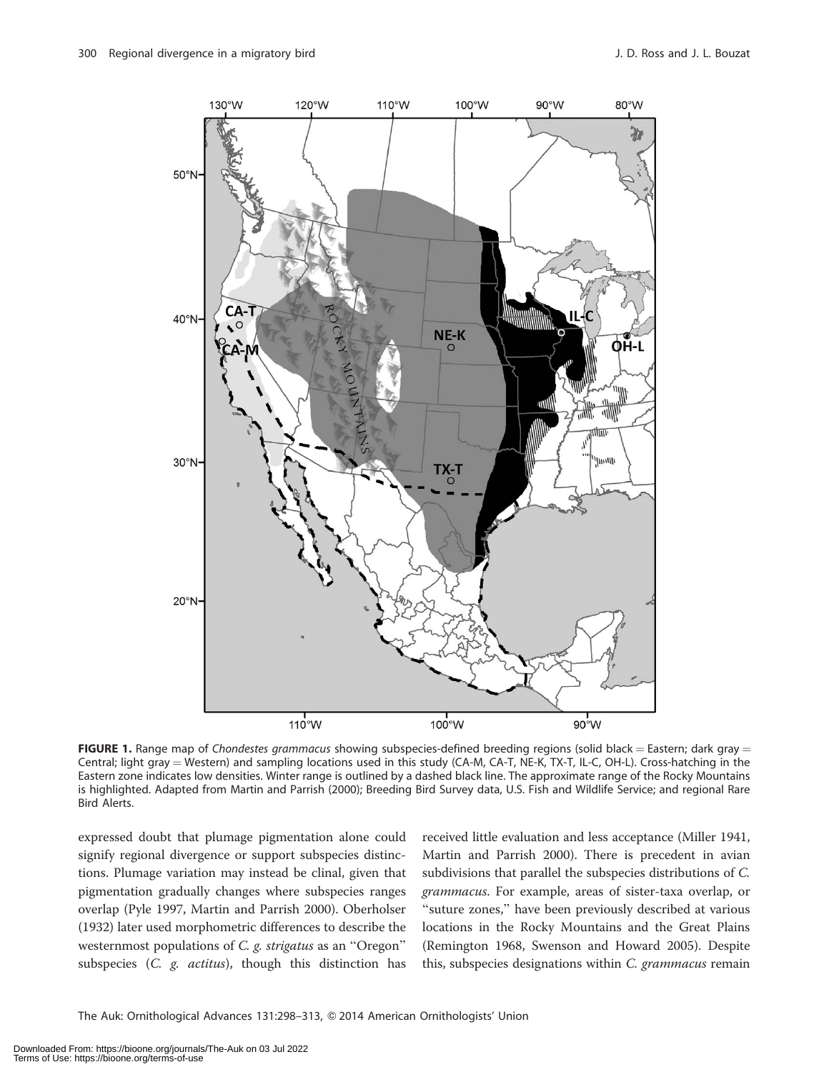**FIGURE 1.** Range map of *Chondestes grammacus* showing subspecies-defined breeding regions (solid black = Eastern; dark gray = Central; light gray = Western) and sampling locations used in this study (CA-M, CA-T, NE-K, TX-T, IL-C, OH-L). Cross-hatching in the Eastern zone indicates low densities. Winter range is outlined by a dashed black line. The approximate range of the Rocky Mountains is highlighted. Adapted from Martin and Parrish (2000); Breeding Bird Survey data, U.S. Fish and Wildlife Service; and regional Rare Bird Alerts.

expressed doubt that plumage pigmentation alone could signify regional divergence or support subspecies distinctions. Plumage variation may instead be clinal, given that pigmentation gradually changes where subspecies ranges overlap (Pyle 1997, Martin and Parrish 2000). Oberholser (1932) later used morphometric differences to describe the westernmost populations of *C. g. strigatus* as an "Oregon" subspecies (*C. g. actitus*), though this distinction has received little evaluation and less acceptance (Miller 1941, Martin and Parrish 2000). There is precedent in avian subdivisions that parallel the subspecies distributions of *C. grammacus*. For example, areas of sister-taxa overlap, or "suture zones," have been previously described at various locations in the Rocky Mountains and the Great Plains (Remington 1968, Swenson and Howard 2005). Despite this, subspecies designations within *C. grammacus* remain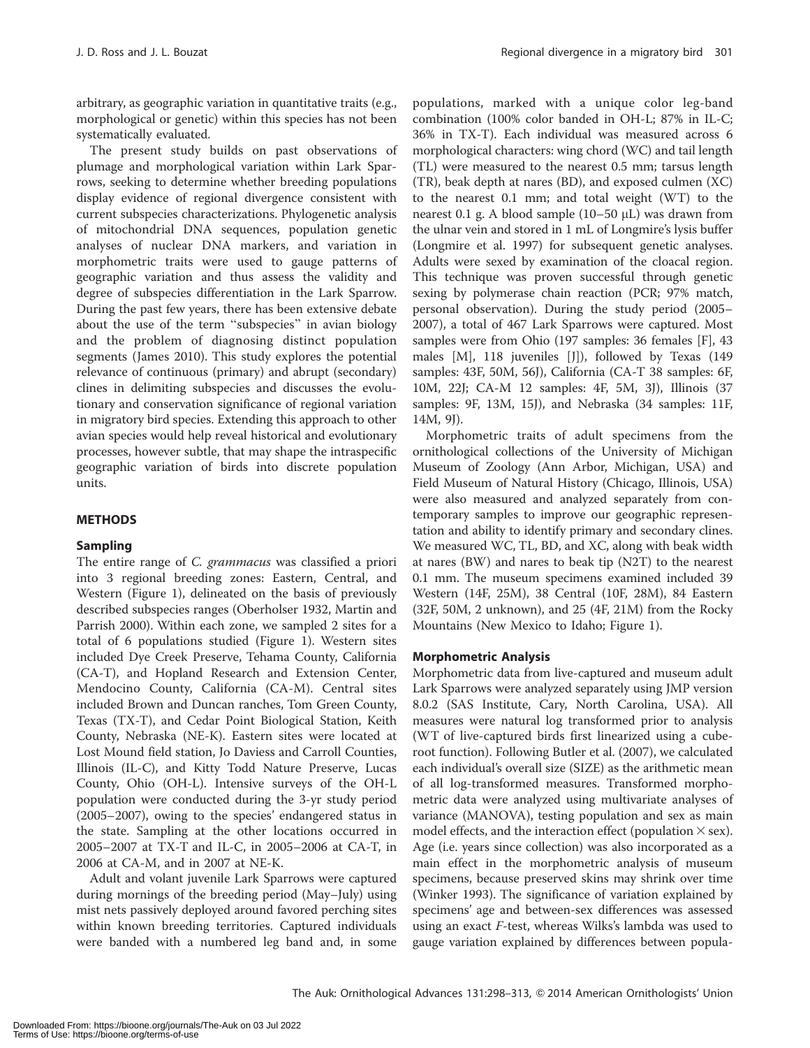arbitrary, as geographic variation in quantitative traits (e.g., morphological or genetic) within this species has not been systematically evaluated.

The present study builds on past observations of plumage and morphological variation within Lark Sparrows, seeking to determine whether breeding populations display evidence of regional divergence consistent with current subspecies characterizations. Phylogenetic analysis of mitochondrial DNA sequences, population genetic analyses of nuclear DNA markers, and variation in morphometric traits were used to gauge patterns of geographic variation and thus assess the validity and degree of subspecies differentiation in the Lark Sparrow. During the past few years, there has been extensive debate about the use of the term "subspecies" in avian biology and the problem of diagnosing distinct population segments (James 2010). This study explores the potential relevance of continuous (primary) and abrupt (secondary) clines in delimiting subspecies and discusses the evolutionary and conservation significance of regional variation in migratory bird species. Extending this approach to other avian species would help reveal historical and evolutionary processes, however subtle, that may shape the intraspecific geographic variation of birds into discrete population units.

## METHODS

### Sampling

The entire range of *C. grammacus* was classified a priori into 3 regional breeding zones: Eastern, Central, and Western (Figure 1), delineated on the basis of previously described subspecies ranges (Oberholser 1932, Martin and Parrish 2000). Within each zone, we sampled 2 sites for a total of 6 populations studied (Figure 1). Western sites included Dye Creek Preserve, Tehama County, California (CA-T), and Hopland Research and Extension Center, Mendocino County, California (CA-M). Central sites included Brown and Duncan ranches, Tom Green County, Texas (TX-T), and Cedar Point Biological Station, Keith County, Nebraska (NE-K). Eastern sites were located at Lost Mound field station, Jo Daviess and Carroll Counties, Illinois (IL-C), and Kitty Todd Nature Preserve, Lucas County, Ohio (OH-L). Intensive surveys of the OH-L population were conducted during the 3-yr study period (2005–2007), owing to the species' endangered status in the state. Sampling at the other locations occurred in 2005–2007 at TX-T and IL-C, in 2005–2006 at CA-T, in 2006 at CA-M, and in 2007 at NE-K.

Adult and volant juvenile Lark Sparrows were captured during mornings of the breeding period (May–July) using mist nets passively deployed around favored perching sites within known breeding territories. Captured individuals were banded with a numbered leg band and, in some populations, marked with a unique color leg-band combination (100% color banded in OH-L; 87% in IL-C; 36% in TX-T). Each individual was measured across 6 morphological characters: wing chord (WC) and tail length (TL) were measured to the nearest 0.5 mm; tarsus length (TR), beak depth at nares (BD), and exposed culmen (XC) to the nearest 0.1 mm; and total weight (WT) to the nearest 0.1 g. A blood sample (10–50 μL) was drawn from the ulnar vein and stored in 1 mL of Longmire's lysis buffer (Longmire et al. 1997) for subsequent genetic analyses. Adults were sexed by examination of the cloacal region. This technique was proven successful through genetic sexing by polymerase chain reaction (PCR; 97% match, personal observation). During the study period (2005–2007), a total of 467 Lark Sparrows were captured. Most samples were from Ohio (197 samples: 36 females [F], 43 males [M], 118 juveniles [J]), followed by Texas (149 samples: 43F, 50M, 56J), California (CA-T 38 samples: 6F, 10M, 22J; CA-M 12 samples: 4F, 5M, 3J), Illinois (37 samples: 9F, 13M, 15J), and Nebraska (34 samples: 11F, 14M, 9J).

Morphometric traits of adult specimens from the ornithological collections of the University of Michigan Museum of Zoology (Ann Arbor, Michigan, USA) and Field Museum of Natural History (Chicago, Illinois, USA) were also measured and analyzed separately from contemporary samples to improve our geographic representation and ability to identify primary and secondary clines. We measured WC, TL, BD, and XC, along with beak width at nares (BW) and nares to beak tip (N2T) to the nearest 0.1 mm. The museum specimens examined included 39 Western (14F, 25M), 38 Central (10F, 28M), 84 Eastern (32F, 50M, 2 unknown), and 25 (4F, 21M) from the Rocky Mountains (New Mexico to Idaho; Figure 1).

### Morphometric Analysis

Morphometric data from live-captured and museum adult Lark Sparrows were analyzed separately using JMP version 8.0.2 (SAS Institute, Cary, North Carolina, USA). All measures were natural log transformed prior to analysis (WT of live-captured birds first linearized using a cube-root function). Following Butler et al. (2007), we calculated each individual's overall size (SIZE) as the arithmetic mean of all log-transformed measures. Transformed morphometric data were analyzed using multivariate analyses of variance (MANOVA), testing population and sex as main model effects, and the interaction effect (population $\times$ sex). Age (i.e. years since collection) was also incorporated as a main effect in the morphometric analysis of museum specimens, because preserved skins may shrink over time (Winker 1993). The significance of variation explained by specimens' age and between-sex differences was assessed using an exact *F*-test, whereas Wilks's lambda was used to gauge variation explained by differences between popula-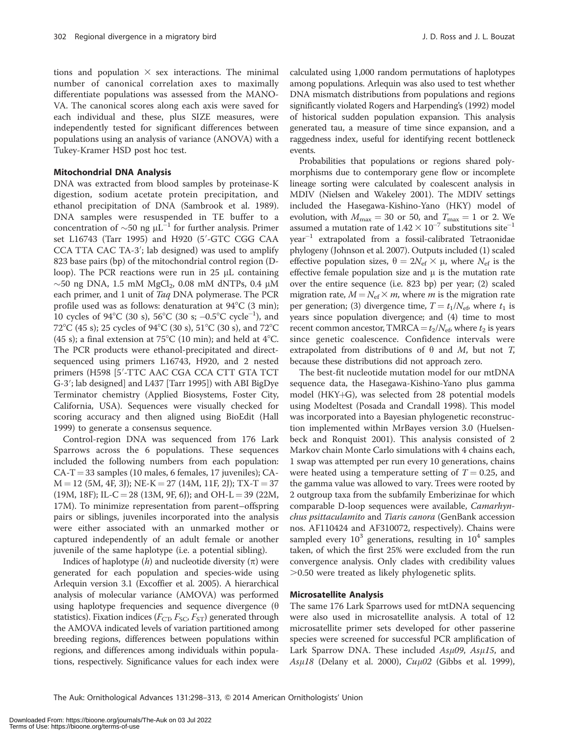tions and population × sex interactions. The minimal number of canonical correlation axes to maximally differentiate populations was assessed from the MANOVA. The canonical scores along each axis were saved for each individual and these, plus SIZE measures, were independently tested for significant differences between populations using an analysis of variance (ANOVA) with a Tukey-Kramer HSD post hoc test.

### Mitochondrial DNA Analysis

DNA was extracted from blood samples by proteinase-K digestion, sodium acetate protein precipitation, and ethanol precipitation of DNA (Sambrook et al. 1989). DNA samples were resuspended in TE buffer to a concentration of ~50 ng $\mu L^{-1}$ for further analysis. Primer set L16743 (Tarr 1995) and H920 (5′-GTC CGG CAA CCA TTA CAC TA-3′; lab designed) was used to amplify 823 base pairs (bp) of the mitochondrial control region (D-loop). The PCR reactions were run in 25 μL containing ~50 ng DNA, 1.5 mM $MgCl_2$, 0.08 mM dNTPs, 0.4 μM each primer, and 1 unit of *Taq* DNA polymerase. The PCR profile used was as follows: denaturation at 94°C (3 min); 10 cycles of 94°C (30 s), 56°C (30 s; −0.5°C $cycle^{-1}$), and 72°C (45 s); 25 cycles of 94°C (30 s), 51°C (30 s), and 72°C (45 s); a final extension at 75°C (10 min); and held at 4°C. The PCR products were ethanol-precipitated and direct-sequenced using primers L16743, H920, and 2 nested primers (H598 [5′-TTC AAC CGA CCA CTT GTA TCT G-3′; lab designed] and L437 [Tarr 1995]) with ABI BigDye Terminator chemistry (Applied Biosystems, Foster City, California, USA). Sequences were visually checked for scoring accuracy and then aligned using BioEdit (Hall 1999) to generate a consensus sequence.

Control-region DNA was sequenced from 176 Lark Sparrows across the 6 populations. These sequences included the following numbers from each population: CA-T = 33 samples (10 males, 6 females, 17 juveniles); CA-M = 12 (5M, 4F, 3J); NE-K = 27 (14M, 11F, 2J); TX-T = 37 (19M, 18F); IL-C = 28 (13M, 9F, 6J); and OH-L = 39 (22M, 17M). To minimize representation from parent–offspring pairs or siblings, juveniles incorporated into the analysis were either associated with an unmarked mother or captured independently of an adult female or another juvenile of the same haplotype (i.e. a potential sibling).

Indices of haplotype ($h$) and nucleotide diversity ($\pi$) were generated for each population and species-wide using Arlequin version 3.1 (Excoffier et al. 2005). A hierarchical analysis of molecular variance (AMOVA) was performed using haplotype frequencies and sequence divergence ($\theta$ statistics). Fixation indices ($F_{CT}$, $F_{SC}$, $F_{ST}$) generated through the AMOVA indicated levels of variation partitioned among breeding regions, differences between populations within regions, and differences among individuals within populations, respectively. Significance values for each index were calculated using 1,000 random permutations of haplotypes among populations. Arlequin was also used to test whether DNA mismatch distributions from populations and regions significantly violated Rogers and Harpending's (1992) model of historical sudden population expansion. This analysis generated tau, a measure of time since expansion, and a raggedness index, useful for identifying recent bottleneck events.

Probabilities that populations or regions shared polymorphisms due to contemporary gene flow or incomplete lineage sorting were calculated by coalescent analysis in MDIV (Nielsen and Wakeley 2001). The MDIV settings included the Hasegawa-Kishino-Yano (HKY) model of evolution, with $M_{max} = 30$ or 50, and $T_{max} = 1$ or 2. We assumed a mutation rate of $1.42 \times 10^{-7}$ substitutions $site^{-1}$ $year^{-1}$ extrapolated from a fossil-calibrated Tetraonidae phylogeny (Johnson et al. 2007). Outputs included (1) scaled effective population sizes, $\theta = 2N_{ef} \times \mu$, where $N_{ef}$ is the effective female population size and $\mu$ is the mutation rate over the entire sequence (i.e. 823 bp) per year; (2) scaled migration rate, $M = N_{ef} \times m$, where $m$ is the migration rate per generation; (3) divergence time, $T = t_1/N_{ef}$, where $t_1$ is years since population divergence; and (4) time to most recent common ancestor, $TMRCA = t_2/N_{ef}$, where $t_2$ is years since genetic coalescence. Confidence intervals were extrapolated from distributions of $\theta$ and $M$, but not $T$, because these distributions did not approach zero.

The best-fit nucleotide mutation model for our mtDNA sequence data, the Hasegawa-Kishino-Yano plus gamma model (HKY+G), was selected from 28 potential models using Modeltest (Posada and Crandall 1998). This model was incorporated into a Bayesian phylogenetic reconstruction implemented within MrBayes version 3.0 (Huelsenbeck and Ronquist 2001). This analysis consisted of 2 Markov chain Monte Carlo simulations with 4 chains each, 1 swap was attempted per run every 10 generations, chains were heated using a temperature setting of $T = 0.25$, and the gamma value was allowed to vary. Trees were rooted by 2 outgroup taxa from the subfamily Emberizinae for which comparable D-loop sequences were available, *Camarhynchus psittaculamito* and *Tiaris canora* (GenBank accession nos. AF110424 and AF310072, respectively). Chains were sampled every $10^3$ generations, resulting in $10^4$ samples taken, of which the first 25% were excluded from the run convergence analysis. Only clades with credibility values >0.50 were treated as likely phylogenetic splits.

### Microsatellite Analysis

The same 176 Lark Sparrows used for mtDNA sequencing were also used in microsatellite analysis. A total of 12 microsatellite primer sets developed for other passerine species were screened for successful PCR amplification of Lark Sparrow DNA. These included *Asμ09*, *Asμ15*, and *Asμ18* (Delany et al. 2000), *Cuμ02* (Gibbs et al. 1999),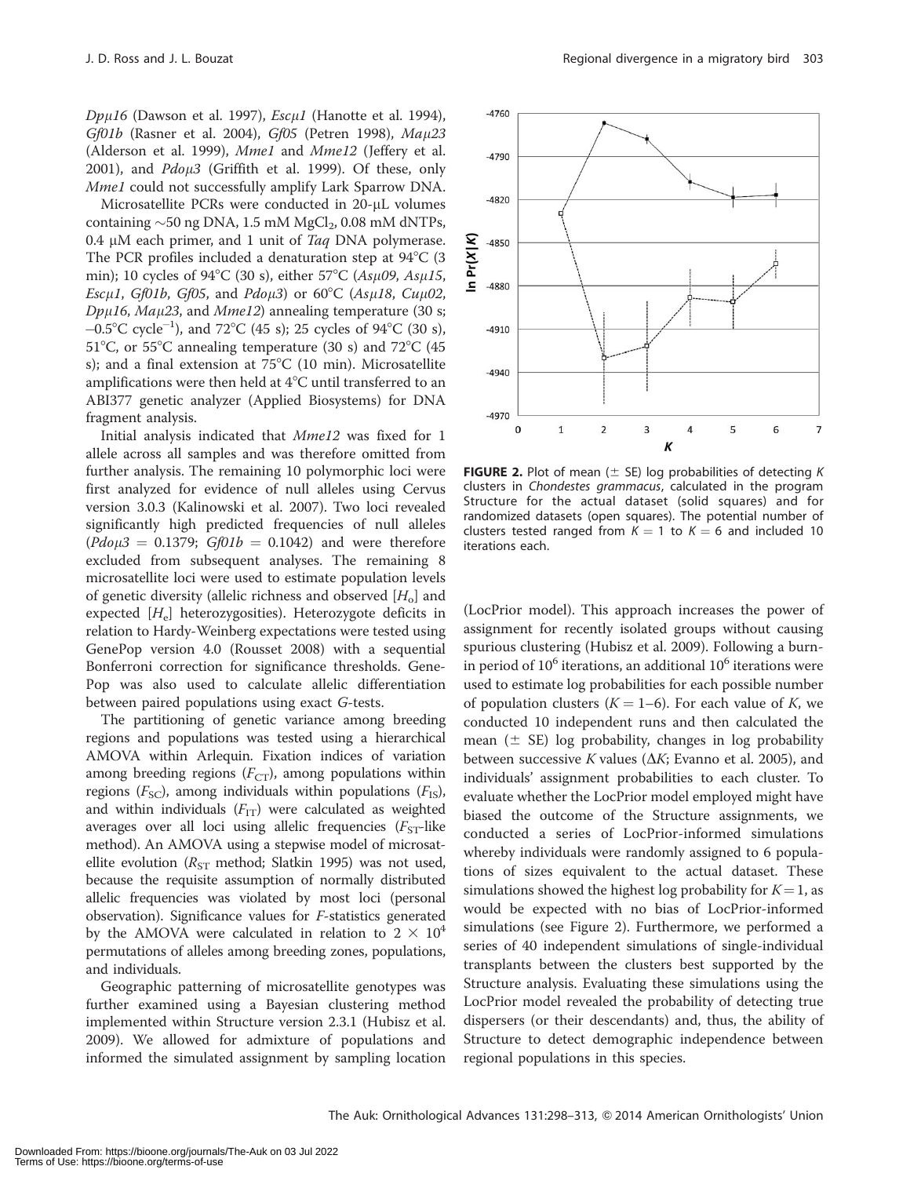*Dpμ16* (Dawson et al. 1997), *Escμ1* (Hanotte et al. 1994), *Gf01b* (Rasner et al. 2004), *Gf05* (Petren 1998), *Maμ23* (Alderson et al. 1999), *Mme1* and *Mme12* (Jeffery et al. 2001), and *Pdoμ3* (Griffith et al. 1999). Of these, only *Mme1* could not successfully amplify Lark Sparrow DNA.

Microsatellite PCRs were conducted in 20-μL volumes containing ~50 ng DNA, 1.5 mM $MgCl_2$, 0.08 mM dNTPs, 0.4 μM each primer, and 1 unit of *Taq* DNA polymerase. The PCR profiles included a denaturation step at 94°C (3 min); 10 cycles of 94°C (30 s), either 57°C (*Asμ09, Asμ15, Escμ1, Gf01b, Gf05*, or *Pdoμ3*) or 60°C (*Asμ18, Cuμ02, Dpμ16, Maμ23*, and *Mme12*) annealing temperature (30 s; –0.5°C cycle$^{-1}$), and 72°C (45 s); 25 cycles of 94°C (30 s), 51°C, or 55°C annealing temperature (30 s) and 72°C (45 s); and a final extension at 75°C (10 min). Microsatellite amplifications were then held at 4°C until transferred to an ABI377 genetic analyzer (Applied Biosystems) for DNA fragment analysis.

Initial analysis indicated that *Mme12* was fixed for 1 allele across all samples and was therefore omitted from further analysis. The remaining 10 polymorphic loci were first analyzed for evidence of null alleles using Cervus version 3.0.3 (Kalinowski et al. 2007). Two loci revealed significantly high predicted frequencies of null alleles (*Pdoμ3* = 0.1379; *Gf01b* = 0.1042) and were therefore excluded from subsequent analyses. The remaining 8 microsatellite loci were used to estimate population levels of genetic diversity (allelic richness and observed [$H_o$] and expected [$H_e$] heterozygosities). Heterozygote deficits in relation to Hardy-Weinberg expectations were tested using GenePop version 4.0 (Rousset 2008) with a sequential Bonferroni correction for significance thresholds. GenePop was also used to calculate allelic differentiation between paired populations using exact *G*-tests.

The partitioning of genetic variance among breeding regions and populations was tested using a hierarchical AMOVA within Arlequin. Fixation indices of variation among breeding regions ($F_{CT}$), among populations within regions ($F_{SC}$), among individuals within populations ($F_{IS}$), and within individuals ($F_{IT}$) were calculated as weighted averages over all loci using allelic frequencies ($F_{ST}$-like method). An AMOVA using a stepwise model of microsatellite evolution ($R_{ST}$ method; Slatkin 1995) was not used, because the requisite assumption of normally distributed allelic frequencies was violated by most loci (personal observation). Significance values for *F*-statistics generated by the AMOVA were calculated in relation to $2 \times 10^4$ permutations of alleles among breeding zones, populations, and individuals.

Geographic patterning of microsatellite genotypes was further examined using a Bayesian clustering method implemented within Structure version 2.3.1 (Hubisz et al. 2009). We allowed for admixture of populations and informed the simulated assignment by sampling location (LocPrior model). This approach increases the power of assignment for recently isolated groups without causing spurious clustering (Hubisz et al. 2009). Following a burn-in period of $10^6$ iterations, an additional $10^6$ iterations were used to estimate log probabilities for each possible number of population clusters ($K$ = 1–6). For each value of *K*, we conducted 10 independent runs and then calculated the mean (± SE) log probability, changes in log probability between successive *K* values ($\Delta K$; Evanno et al. 2005), and individuals' assignment probabilities to each cluster. To evaluate whether the LocPrior model employed might have biased the outcome of the Structure assignments, we conducted a series of LocPrior-informed simulations whereby individuals were randomly assigned to 6 populations of sizes equivalent to the actual dataset. These simulations showed the highest log probability for $K = 1$, as would be expected with no bias of LocPrior-informed simulations (see Figure 2). Furthermore, we performed a series of 40 independent simulations of single-individual transplants between the clusters best supported by the Structure analysis. Evaluating these simulations using the LocPrior model revealed the probability of detecting true dispersers (or their descendants) and, thus, the ability of Structure to detect demographic independence between regional populations in this species.

**FIGURE 2.** Plot of mean (± SE) log probabilities of detecting *K* clusters in *Chondestes grammacus*, calculated in the program Structure for the actual dataset (solid squares) and for randomized datasets (open squares). The potential number of clusters tested ranged from $K = 1$ to $K = 6$ and included 10 iterations each.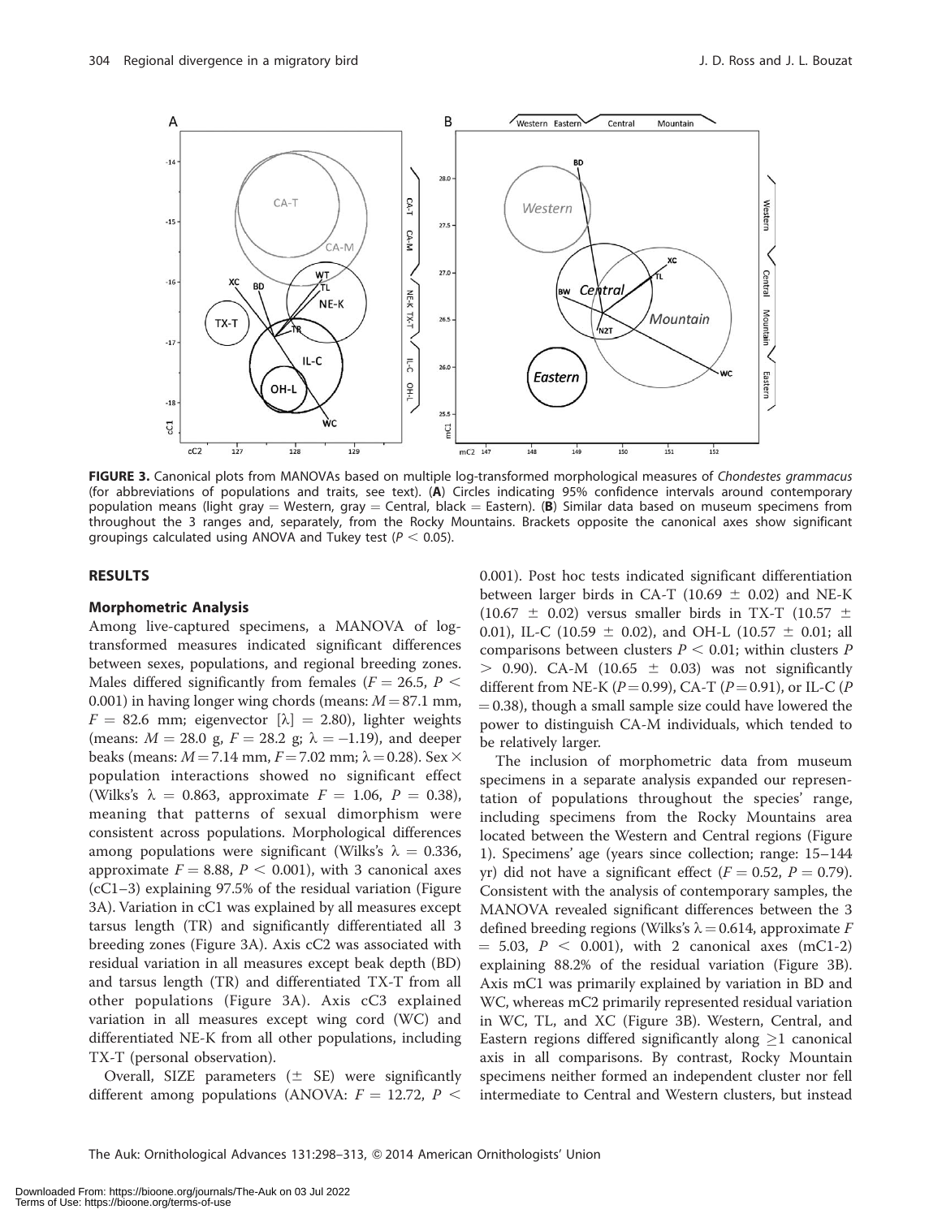**FIGURE 3.** Canonical plots from MANOVAs based on multiple log-transformed morphological measures of *Chondestes grammacus* (for abbreviations of populations and traits, see text). (**A**) Circles indicating 95% confidence intervals around contemporary population means (light gray = Western, gray = Central, black = Eastern). (**B**) Similar data based on museum specimens from throughout the 3 ranges and, separately, from the Rocky Mountains. Brackets opposite the canonical axes show significant groupings calculated using ANOVA and Tukey test ($P < 0.05$).

## RESULTS

### Morphometric Analysis

Among live-captured specimens, a MANOVA of log-transformed measures indicated significant differences between sexes, populations, and regional breeding zones. Males differed significantly from females ($F = 26.5$, $P < 0.001$) in having longer wing chords (means: $M = 87.1$ mm, $F = 82.6$ mm; eigenvector $[\lambda] = 2.80$), lighter weights (means: $M = 28.0$ g, $F = 28.2$ g; $\lambda = -1.19$), and deeper beaks (means: $M = 7.14$ mm, $F = 7.02$ mm; $\lambda = 0.28$). Sex $\times$ population interactions showed no significant effect (Wilks's $\lambda = 0.863$, approximate $F = 1.06$, $P = 0.38$), meaning that patterns of sexual dimorphism were consistent across populations. Morphological differences among populations were significant (Wilks's $\lambda = 0.336$, approximate $F = 8.88$, $P < 0.001$), with 3 canonical axes (cC1–3) explaining 97.5% of the residual variation (Figure 3A). Variation in cC1 was explained by all measures except tarsus length (TR) and significantly differentiated all 3 breeding zones (Figure 3A). Axis cC2 was associated with residual variation in all measures except beak depth (BD) and tarsus length (TR) and differentiated TX-T from all other populations (Figure 3A). Axis cC3 explained variation in all measures except wing cord (WC) and differentiated NE-K from all other populations, including TX-T (personal observation).

Overall, SIZE parameters ($\pm$ SE) were significantly different among populations (ANOVA: $F = 12.72$, $P < 0.001$). Post hoc tests indicated significant differentiation between larger birds in CA-T ($10.69 \pm 0.02$) and NE-K ($10.67 \pm 0.02$) versus smaller birds in TX-T ($10.57 \pm 0.01$), IL-C ($10.59 \pm 0.02$), and OH-L ($10.57 \pm 0.01$; all comparisons between clusters $P < 0.01$; within clusters $P > 0.90$). CA-M ($10.65 \pm 0.03$) was not significantly different from NE-K ($P = 0.99$), CA-T ($P = 0.91$), or IL-C ($P = 0.38$), though a small sample size could have lowered the power to distinguish CA-M individuals, which tended to be relatively larger.

The inclusion of morphometric data from museum specimens in a separate analysis expanded our representation of populations throughout the species' range, including specimens from the Rocky Mountains area located between the Western and Central regions (Figure 1). Specimens' age (years since collection; range: 15–144 yr) did not have a significant effect ($F = 0.52$, $P = 0.79$). Consistent with the analysis of contemporary samples, the MANOVA revealed significant differences between the 3 defined breeding regions (Wilks's $\lambda = 0.614$, approximate $F = 5.03$, $P < 0.001$), with 2 canonical axes (mC1-2) explaining 88.2% of the residual variation (Figure 3B). Axis mC1 was primarily explained by variation in BD and WC, whereas mC2 primarily represented residual variation in WC, TL, and XC (Figure 3B). Western, Central, and Eastern regions differed significantly along $\geq 1$ canonical axis in all comparisons. By contrast, Rocky Mountain specimens neither formed an independent cluster nor fell intermediate to Central and Western clusters, but instead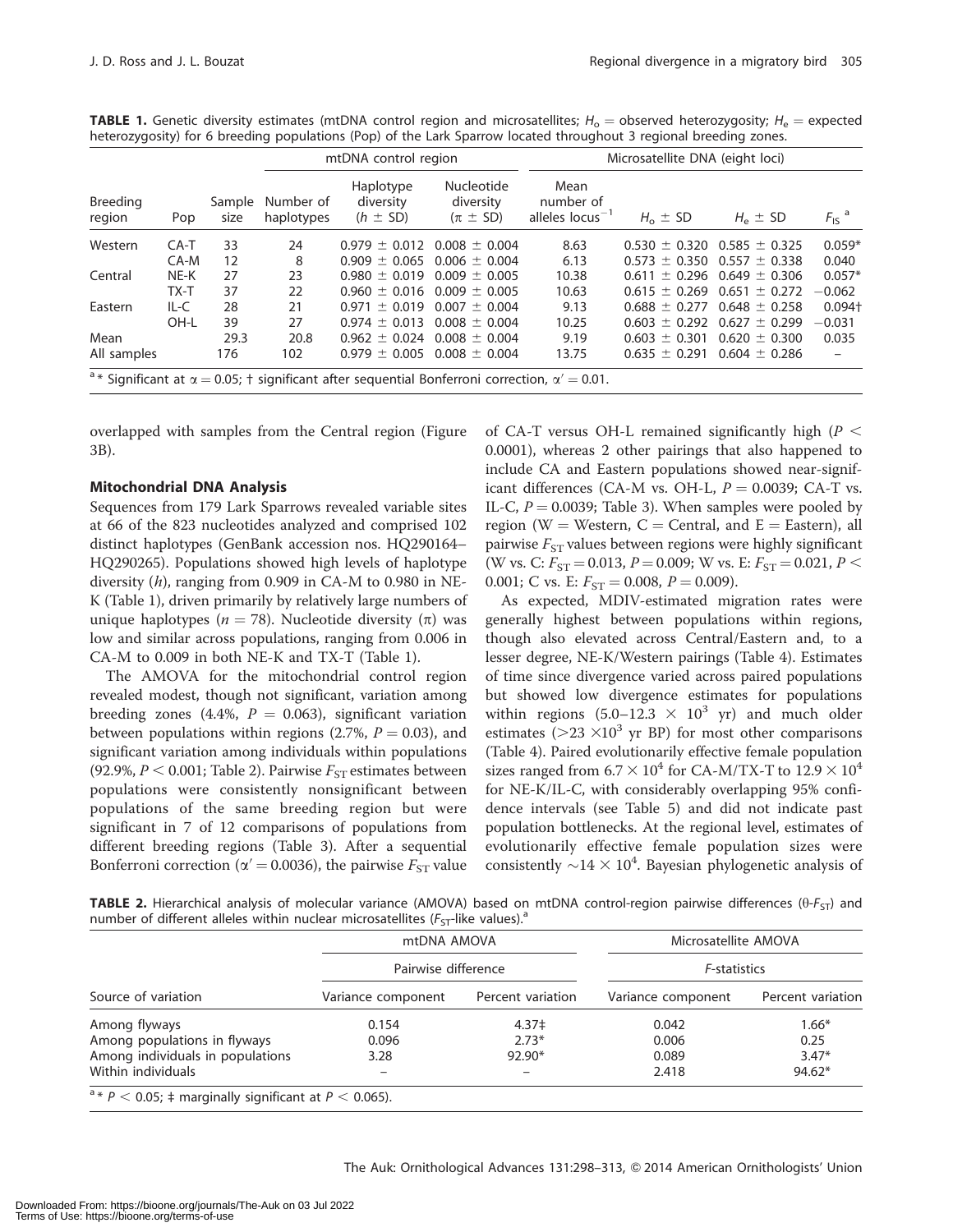**TABLE 1.** Genetic diversity estimates (mtDNA control region and microsatellites; $H_o$ = observed heterozygosity; $H_e$ = expected heterozygosity) for 6 breeding populations (Pop) of the Lark Sparrow located throughout 3 regional breeding zones.

| | | | mtDNA control region | | | Microsatellite DNA (eight loci) | | | |
|---|---|---|---|---|---|---|---|---|---|
| Breeding region | Pop | Sample size | Number of haplotypes | Haplotype diversity ($h$ ± SD) | Nucleotide diversity ($\pi$ ± SD) | Mean number of alleles locus$^{-1}$ | $H_o$ ± SD | $H_e$ ± SD | $F_{IS}$ [a] |
| Western | CA-T | 33 | 24 | 0.979 ± 0.012 | 0.008 ± 0.004 | 8.63 | 0.530 ± 0.320 | 0.585 ± 0.325 | 0.059* |
| | CA-M | 12 | 8 | 0.909 ± 0.065 | 0.006 ± 0.004 | 6.13 | 0.573 ± 0.350 | 0.557 ± 0.338 | 0.040 |
| Central | NE-K | 27 | 23 | 0.980 ± 0.019 | 0.009 ± 0.005 | 10.38 | 0.611 ± 0.296 | 0.649 ± 0.306 | 0.057* |
| | TX-T | 37 | 22 | 0.960 ± 0.016 | 0.009 ± 0.005 | 10.63 | 0.615 ± 0.269 | 0.651 ± 0.272 | −0.062 |
| Eastern | IL-C | 28 | 21 | 0.971 ± 0.019 | 0.007 ± 0.004 | 9.13 | 0.688 ± 0.277 | 0.648 ± 0.258 | 0.094† |
| | OH-L | 39 | 27 | 0.974 ± 0.013 | 0.008 ± 0.004 | 10.25 | 0.603 ± 0.292 | 0.627 ± 0.299 | −0.031 |
| Mean | | 29.3 | 20.8 | 0.962 ± 0.024 | 0.008 ± 0.004 | 9.19 | 0.603 ± 0.301 | 0.620 ± 0.300 | 0.035 |
| All samples | | 176 | 102 | 0.979 ± 0.005 | 0.008 ± 0.004 | 13.75 | 0.635 ± 0.291 | 0.604 ± 0.286 | – |

[a] * Significant at $\alpha = 0.05$; † significant after sequential Bonferroni correction, $\alpha' = 0.01$.

overlapped with samples from the Central region (Figure 3B).

### Mitochondrial DNA Analysis

Sequences from 179 Lark Sparrows revealed variable sites at 66 of the 823 nucleotides analyzed and comprised 102 distinct haplotypes (GenBank accession nos. HQ290164–HQ290265). Populations showed high levels of haplotype diversity ($h$), ranging from 0.909 in CA-M to 0.980 in NE-K (Table 1), driven primarily by relatively large numbers of unique haplotypes ($n = 78$). Nucleotide diversity ($\pi$) was low and similar across populations, ranging from 0.006 in CA-M to 0.009 in both NE-K and TX-T (Table 1).

The AMOVA for the mitochondrial control region revealed modest, though not significant, variation among breeding zones (4.4%, $P = 0.063$), significant variation between populations within regions (2.7%, $P = 0.03$), and significant variation among individuals within populations (92.9%, $P < 0.001$; Table 2). Pairwise $F_{ST}$ estimates between populations were consistently nonsignificant between populations of the same breeding region but were significant in 7 of 12 comparisons of populations from different breeding regions (Table 3). After a sequential Bonferroni correction ($\alpha' = 0.0036$), the pairwise $F_{ST}$ value of CA-T versus OH-L remained significantly high ($P < 0.0001$), whereas 2 other pairings that also happened to include CA and Eastern populations showed near-significant differences (CA-M vs. OH-L, $P = 0.0039$; CA-T vs. IL-C, $P = 0.0039$; Table 3). When samples were pooled by region (W = Western, C = Central, and E = Eastern), all pairwise $F_{ST}$ values between regions were highly significant (W vs. C: $F_{ST} = 0.013$, $P = 0.009$; W vs. E: $F_{ST} = 0.021$, $P < 0.001$; C vs. E: $F_{ST} = 0.008$, $P = 0.009$).

As expected, MDIV-estimated migration rates were generally highest between populations within regions, though also elevated across Central/Eastern and, to a lesser degree, NE-K/Western pairings (Table 4). Estimates of time since divergence varied across paired populations but showed low divergence estimates for populations within regions ($5.0–12.3 \times 10^3$ yr) and much older estimates ($>23 \times 10^3$ yr BP) for most other comparisons (Table 4). Paired evolutionarily effective female population sizes ranged from $6.7 \times 10^4$ for CA-M/TX-T to $12.9 \times 10^4$ for NE-K/IL-C, with considerably overlapping 95% confidence intervals (see Table 5) and did not indicate past population bottlenecks. At the regional level, estimates of evolutionarily effective female population sizes were consistently $\sim 14 \times 10^4$. Bayesian phylogenetic analysis of

**TABLE 2.** Hierarchical analysis of molecular variance (AMOVA) based on mtDNA control-region pairwise differences ($\theta$-$F_{ST}$) and number of different alleles within nuclear microsatellites ($F_{ST}$-like values).[a]

| | mtDNA AMOVA | | Microsatellite AMOVA | |
|---|---|---|---|---|
| | Pairwise difference | | *F*-statistics | |
| Source of variation | Variance component | Percent variation | Variance component | Percent variation |
| Among flyways | 0.154 | 4.37‡ | 0.042 | 1.66* |
| Among populations in flyways | 0.096 | 2.73* | 0.006 | 0.25 |
| Among individuals in populations | 3.28 | 92.90* | 0.089 | 3.47* |
| Within individuals | – | – | 2.418 | 94.62* |

[a] * $P < 0.05$; ‡ marginally significant at $P < 0.065$).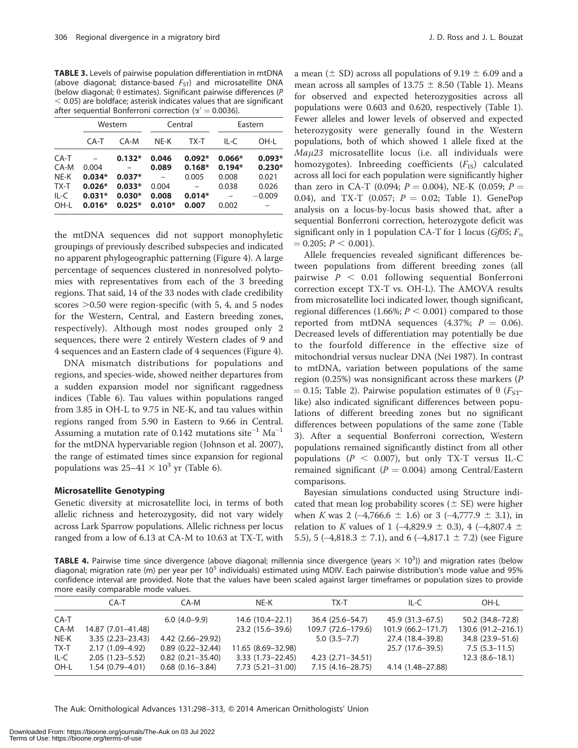**TABLE 3.** Levels of pairwise population differentiation in mtDNA (above diagonal; distance-based $F_{ST}$) and microsatellite DNA (below diagonal; θ estimates). Significant pairwise differences ($P < 0.05$) are boldface; asterisk indicates values that are significant after sequential Bonferroni correction ($\alpha' = 0.0036$).

| | Western | | Central | | Eastern | |
|---|---|---|---|---|---|---|
| | CA-T | CA-M | NE-K | TX-T | IL-C | OH-L |
| CA-T | – | **0.132*** | **0.046** | **0.092*** | **0.066*** | **0.093*** |
| CA-M | 0.004 | – | **0.089** | **0.168*** | **0.194*** | **0.230*** |
| NE-K | **0.034*** | **0.037*** | – | 0.005 | 0.008 | 0.021 |
| TX-T | **0.026*** | **0.033*** | 0.004 | – | 0.038 | 0.026 |
| IL-C | **0.031*** | **0.030*** | **0.008** | **0.014*** | – | −0.009 |
| OH-L | **0.016*** | **0.025*** | **0.010*** | **0.007** | 0.002 | – |

the mtDNA sequences did not support monophyletic groupings of previously described subspecies and indicated no apparent phylogeographic patterning (Figure 4). A large percentage of sequences clustered in nonresolved polytomies with representatives from each of the 3 breeding regions. That said, 14 of the 33 nodes with clade credibility scores >0.50 were region-specific (with 5, 4, and 5 nodes for the Western, Central, and Eastern breeding zones, respectively). Although most nodes grouped only 2 sequences, there were 2 entirely Western clades of 9 and 4 sequences and an Eastern clade of 4 sequences (Figure 4).

DNA mismatch distributions for populations and regions, and species-wide, showed neither departures from a sudden expansion model nor significant raggedness indices (Table 6). Tau values within populations ranged from 3.85 in OH-L to 9.75 in NE-K, and tau values within regions ranged from 5.90 in Eastern to 9.66 in Central. Assuming a mutation rate of 0.142 mutations site$^{-1}$ Ma$^{-1}$ for the mtDNA hypervariable region (Johnson et al. 2007), the range of estimated times since expansion for regional populations was $25–41 \times 10^3$ yr (Table 6).

### Microsatellite Genotyping

Genetic diversity at microsatellite loci, in terms of both allelic richness and heterozygosity, did not vary widely across Lark Sparrow populations. Allelic richness per locus ranged from a low of 6.13 at CA-M to 10.63 at TX-T, with a mean (± SD) across all populations of 9.19 ± 6.09 and a mean across all samples of 13.75 ± 8.50 (Table 1). Means for observed and expected heterozygosities across all populations were 0.603 and 0.620, respectively (Table 1). Fewer alleles and lower levels of observed and expected heterozygosity were generally found in the Western populations, both of which showed 1 allele fixed at the *Maμ23* microsatellite locus (i.e. all individuals were homozygotes). Inbreeding coefficients ($F_{IS}$) calculated across all loci for each population were significantly higher than zero in CA-T (0.094; $P = 0.004$), NE-K (0.059; $P = 0.04$), and TX-T (0.057; $P = 0.02$; Table 1). GenePop analysis on a locus-by-locus basis showed that, after a sequential Bonferroni correction, heterozygote deficit was significant only in 1 population CA-T for 1 locus (*Gf05*; $F_{IS} = 0.205$; $P < 0.001$).

Allele frequencies revealed significant differences between populations from different breeding zones (all pairwise $P < 0.01$ following sequential Bonferroni correction except TX-T vs. OH-L). The AMOVA results from microsatellite loci indicated lower, though significant, regional differences (1.66%; $P < 0.001$) compared to those reported from mtDNA sequences (4.37%; $P = 0.06$). Decreased levels of differentiation may potentially be due to the fourfold difference in the effective size of mitochondrial versus nuclear DNA (Nei 1987). In contrast to mtDNA, variation between populations of the same region (0.25%) was nonsignificant across these markers ($P = 0.15$; Table 2). Pairwise population estimates of θ ($F_{ST}$-like) also indicated significant differences between populations of different breeding zones but no significant differences between populations of the same zone (Table 3). After a sequential Bonferroni correction, Western populations remained significantly distinct from all other populations ($P < 0.007$), but only TX-T versus IL-C remained significant ($P = 0.004$) among Central/Eastern comparisons.

Bayesian simulations conducted using Structure indicated that mean log probability scores (± SE) were higher when $K$ was 2 (–4,766.6 ± 1.6) or 3 (–4,777.9 ± 3.1), in relation to $K$ values of 1 (–4,829.9 ± 0.3), 4 (–4,807.4 ± 5.5), 5 (–4,818.3 ± 7.1), and 6 (–4,817.1 ± 7.2) (see Figure

**TABLE 4.** Pairwise time since divergence (above diagonal; millennia since divergence (years × 10$^3$)) and migration rates (below diagonal; migration rate (m) per year per 10$^5$ individuals) estimated using MDIV. Each pairwise distribution's mode value and 95% confidence interval are provided. Note that the values have been scaled against larger timeframes or population sizes to provide more easily comparable mode values.

| | CA-T | CA-M | NE-K | TX-T | IL-C | OH-L |
|---|---|---|---|---|---|---|
| CA-T | | 6.0 (4.0–9.9) | 14.6 (10.4–22.1) | 36.4 (25.6–54.7) | 45.9 (31.3–67.5) | 50.2 (34.8–72.8) |
| CA-M | 14.87 (7.01–41.48) | | 23.2 (15.6–39.6) | 109.7 (72.6–179.6) | 101.9 (66.2–171.7) | 130.6 (91.2–216.1) |
| NE-K | 3.35 (2.23–23.43) | 4.42 (2.66–29.92) | | 5.0 (3.5–7.7) | 27.4 (18.4–39.8) | 34.8 (23.9–51.6) |
| TX-T | 2.17 (1.09–4.92) | 0.89 (0.22–32.44) | 11.65 (8.69–32.98) | | 25.7 (17.6–39.5) | 7.5 (5.3–11.5) |
| IL-C | 2.05 (1.23–5.52) | 0.82 (0.21–35.40) | 3.33 (1.73–22.45) | 4.23 (2.71–34.51) | | 12.3 (8.6–18.1) |
| OH-L | 1.54 (0.79–4.01) | 0.68 (0.16–3.84) | 7.73 (5.21–31.00) | 7.15 (4.16–28.75) | 4.14 (1.48–27.88) | |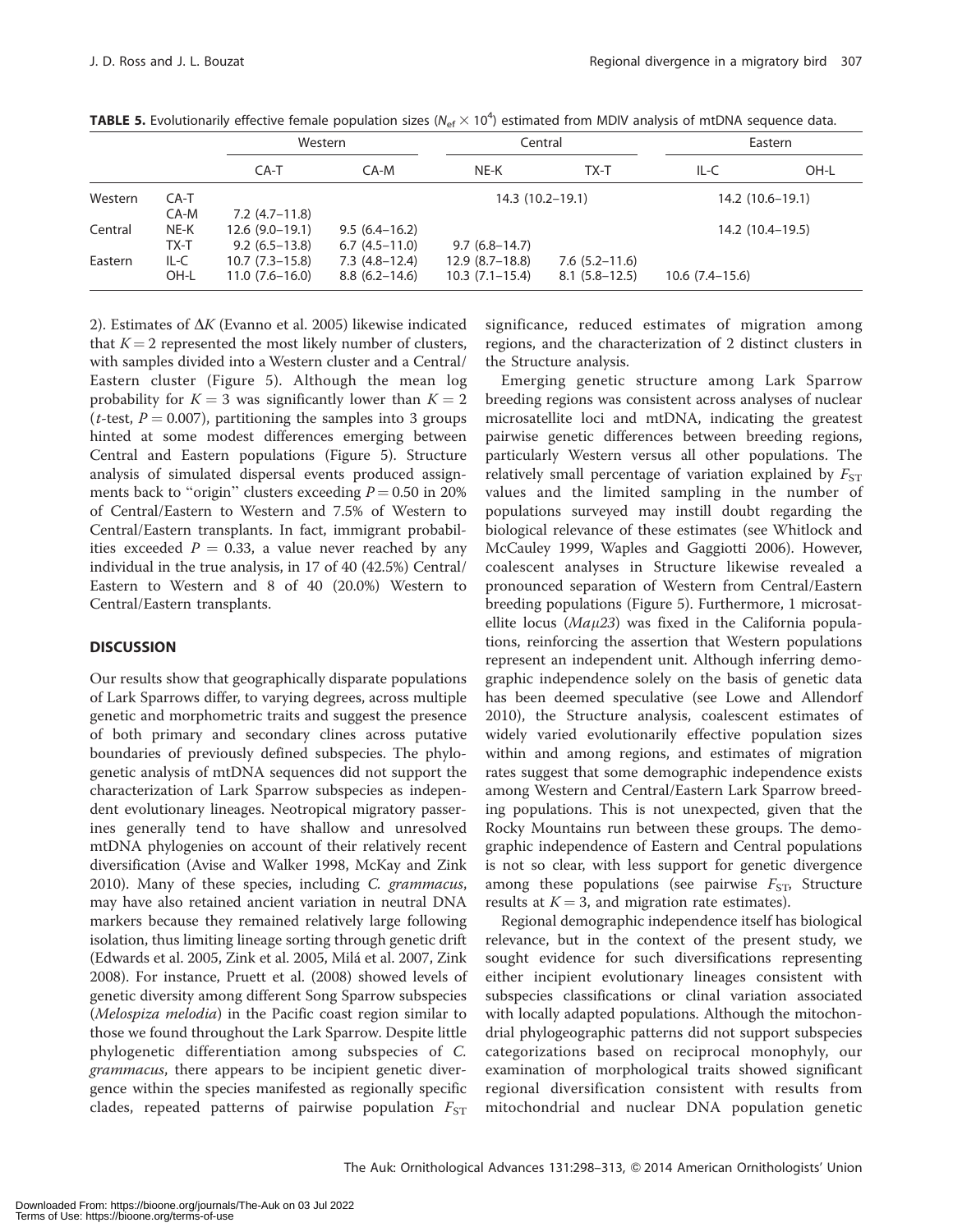**TABLE 5.** Evolutionarily effective female population sizes ($N_{ef} \times 10^4$) estimated from MDIV analysis of mtDNA sequence data.

| | | Western | | Central | | Eastern | |
|---|---|---|---|---|---|---|---|
| | | CA-T | CA-M | NE-K | TX-T | IL-C | OH-L |
| Western | CA-T | | | 14.3 (10.2–19.1) | | 14.2 (10.6–19.1) | |
| | CA-M | 7.2 (4.7–11.8) | | | | | |
| Central | NE-K | 12.6 (9.0–19.1) | 9.5 (6.4–16.2) | | | 14.2 (10.4–19.5) | |
| | TX-T | 9.2 (6.5–13.8) | 6.7 (4.5–11.0) | 9.7 (6.8–14.7) | | | |
| Eastern | IL-C | 10.7 (7.3–15.8) | 7.3 (4.8–12.4) | 12.9 (8.7–18.8) | 7.6 (5.2–11.6) | | |
| | OH-L | 11.0 (7.6–16.0) | 8.8 (6.2–14.6) | 10.3 (7.1–15.4) | 8.1 (5.8–12.5) | 10.6 (7.4–15.6) | |

2). Estimates of $\Delta K$ (Evanno et al. 2005) likewise indicated that $K = 2$ represented the most likely number of clusters, with samples divided into a Western cluster and a Central/Eastern cluster (Figure 5). Although the mean log probability for $K = 3$ was significantly lower than $K = 2$ ($t$-test, $P = 0.007$), partitioning the samples into 3 groups hinted at some modest differences emerging between Central and Eastern populations (Figure 5). Structure analysis of simulated dispersal events produced assignments back to "origin" clusters exceeding $P = 0.50$ in 20% of Central/Eastern to Western and 7.5% of Western to Central/Eastern transplants. In fact, immigrant probabilities exceeded $P = 0.33$, a value never reached by any individual in the true analysis, in 17 of 40 (42.5%) Central/Eastern to Western and 8 of 40 (20.0%) Western to Central/Eastern transplants.

## DISCUSSION

Our results show that geographically disparate populations of Lark Sparrows differ, to varying degrees, across multiple genetic and morphometric traits and suggest the presence of both primary and secondary clines across putative boundaries of previously defined subspecies. The phylogenetic analysis of mtDNA sequences did not support the characterization of Lark Sparrow subspecies as independent evolutionary lineages. Neotropical migratory passerines generally tend to have shallow and unresolved mtDNA phylogenies on account of their relatively recent diversification (Avise and Walker 1998, McKay and Zink 2010). Many of these species, including *C. grammacus*, may have also retained ancient variation in neutral DNA markers because they remained relatively large following isolation, thus limiting lineage sorting through genetic drift (Edwards et al. 2005, Zink et al. 2005, Milá et al. 2007, Zink 2008). For instance, Pruett et al. (2008) showed levels of genetic diversity among different Song Sparrow subspecies (*Melospiza melodia*) in the Pacific coast region similar to those we found throughout the Lark Sparrow. Despite little phylogenetic differentiation among subspecies of *C. grammacus*, there appears to be incipient genetic divergence within the species manifested as regionally specific clades, repeated patterns of pairwise population $F_{ST}$ significance, reduced estimates of migration among regions, and the characterization of 2 distinct clusters in the Structure analysis.

Emerging genetic structure among Lark Sparrow breeding regions was consistent across analyses of nuclear microsatellite loci and mtDNA, indicating the greatest pairwise genetic differences between breeding regions, particularly Western versus all other populations. The relatively small percentage of variation explained by $F_{ST}$ values and the limited sampling in the number of populations surveyed may instill doubt regarding the biological relevance of these estimates (see Whitlock and McCauley 1999, Waples and Gaggiotti 2006). However, coalescent analyses in Structure likewise revealed a pronounced separation of Western from Central/Eastern breeding populations (Figure 5). Furthermore, 1 microsatellite locus (*Maμ23*) was fixed in the California populations, reinforcing the assertion that Western populations represent an independent unit. Although inferring demographic independence solely on the basis of genetic data has been deemed speculative (see Lowe and Allendorf 2010), the Structure analysis, coalescent estimates of widely varied evolutionarily effective population sizes within and among regions, and estimates of migration rates suggest that some demographic independence exists among Western and Central/Eastern Lark Sparrow breeding populations. This is not unexpected, given that the Rocky Mountains run between these groups. The demographic independence of Eastern and Central populations is not so clear, with less support for genetic divergence among these populations (see pairwise $F_{ST}$, Structure results at $K = 3$, and migration rate estimates).

Regional demographic independence itself has biological relevance, but in the context of the present study, we sought evidence for such diversifications representing either incipient evolutionary lineages consistent with subspecies classifications or clinal variation associated with locally adapted populations. Although the mitochondrial phylogeographic patterns did not support subspecies categorizations based on reciprocal monophyly, our examination of morphological traits showed significant regional diversification consistent with results from mitochondrial and nuclear DNA population genetic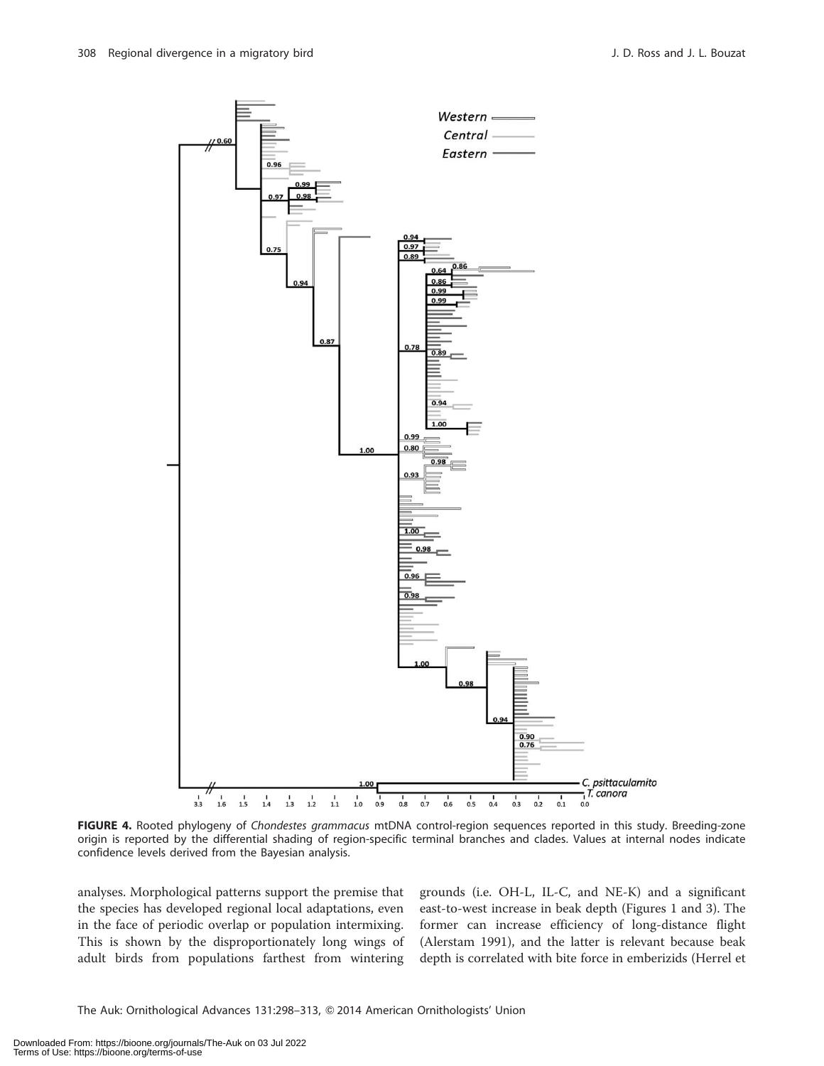**FIGURE 4.** Rooted phylogeny of *Chondestes grammacus* mtDNA control-region sequences reported in this study. Breeding-zone origin is reported by the differential shading of region-specific terminal branches and clades. Values at internal nodes indicate confidence levels derived from the Bayesian analysis.

analyses. Morphological patterns support the premise that the species has developed regional local adaptations, even in the face of periodic overlap or population intermixing. This is shown by the disproportionately long wings of adult birds from populations farthest from wintering grounds (i.e. OH-L, IL-C, and NE-K) and a significant east-to-west increase in beak depth (Figures 1 and 3). The former can increase efficiency of long-distance flight (Alerstam 1991), and the latter is relevant because beak depth is correlated with bite force in emberizids (Herrel et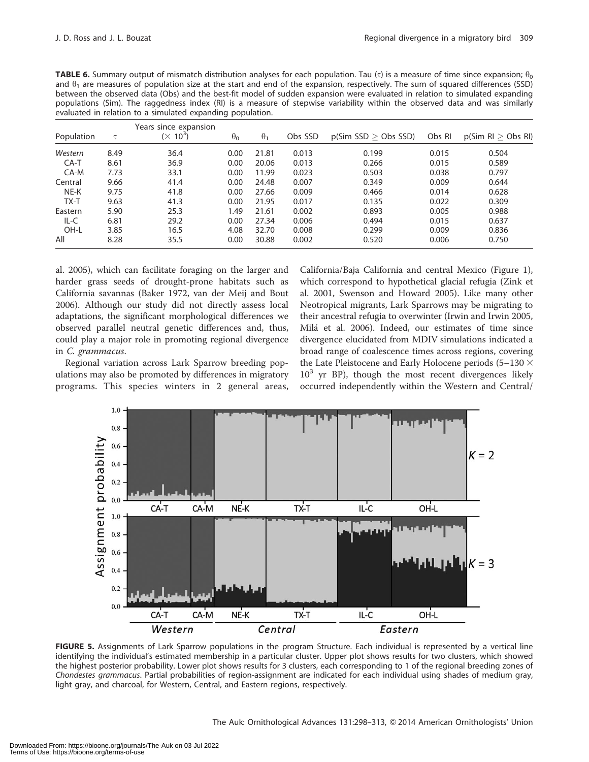**TABLE 6.** Summary output of mismatch distribution analyses for each population. Tau ($\tau$) is a measure of time since expansion; $\theta_0$ and $\theta_1$ are measures of population size at the start and end of the expansion, respectively. The sum of squared differences (SSD) between the observed data (Obs) and the best-fit model of sudden expansion were evaluated in relation to simulated expanding populations (Sim). The raggedness index (RI) is a measure of stepwise variability within the observed data and was similarly evaluated in relation to a simulated expanding population.

| Population | $\tau$ | Years since expansion ($\times 10^3$) | $\theta_0$ | $\theta_1$ | Obs SSD | p(Sim SSD $\geq$ Obs SSD) | Obs RI | p(Sim RI $\geq$ Obs RI) |
|---|---|---|---|---|---|---|---|---|
| *Western* | 8.49 | 36.4 | 0.00 | 21.81 | 0.013 | 0.199 | 0.015 | 0.504 |
| CA-T | 8.61 | 36.9 | 0.00 | 20.06 | 0.013 | 0.266 | 0.015 | 0.589 |
| CA-M | 7.73 | 33.1 | 0.00 | 11.99 | 0.023 | 0.503 | 0.038 | 0.797 |
| Central | 9.66 | 41.4 | 0.00 | 24.48 | 0.007 | 0.349 | 0.009 | 0.644 |
| NE-K | 9.75 | 41.8 | 0.00 | 27.66 | 0.009 | 0.466 | 0.014 | 0.628 |
| TX-T | 9.63 | 41.3 | 0.00 | 21.95 | 0.017 | 0.135 | 0.022 | 0.309 |
| Eastern | 5.90 | 25.3 | 1.49 | 21.61 | 0.002 | 0.893 | 0.005 | 0.988 |
| IL-C | 6.81 | 29.2 | 0.00 | 27.34 | 0.006 | 0.494 | 0.015 | 0.637 |
| OH-L | 3.85 | 16.5 | 4.08 | 32.70 | 0.008 | 0.299 | 0.009 | 0.836 |
| All | 8.28 | 35.5 | 0.00 | 30.88 | 0.002 | 0.520 | 0.006 | 0.750 |

al. 2005), which can facilitate foraging on the larger and harder grass seeds of drought-prone habitats such as California savannas (Baker 1972, van der Meij and Bout 2006). Although our study did not directly assess local adaptations, the significant morphological differences we observed parallel neutral genetic differences and, thus, could play a major role in promoting regional divergence in *C. grammacus*.

Regional variation across Lark Sparrow breeding populations may also be promoted by differences in migratory programs. This species winters in 2 general areas, California/Baja California and central Mexico (Figure 1), which correspond to hypothetical glacial refugia (Zink et al. 2001, Swenson and Howard 2005). Like many other Neotropical migrants, Lark Sparrows may be migrating to their ancestral refugia to overwinter (Irwin and Irwin 2005, Milá et al. 2006). Indeed, our estimates of time since divergence elucidated from MDIV simulations indicated a broad range of coalescence times across regions, covering the Late Pleistocene and Early Holocene periods ($5–130 \times 10^3$ yr BP), though the most recent divergences likely occurred independently within the Western and Central/

**FIGURE 5.** Assignments of Lark Sparrow populations in the program Structure. Each individual is represented by a vertical line identifying the individual's estimated membership in a particular cluster. Upper plot shows results for two clusters, which showed the highest posterior probability. Lower plot shows results for 3 clusters, each corresponding to 1 of the regional breeding zones of *Chondestes grammacus*. Partial probabilities of region-assignment are indicated for each individual using shades of medium gray, light gray, and charcoal, for Western, Central, and Eastern regions, respectively.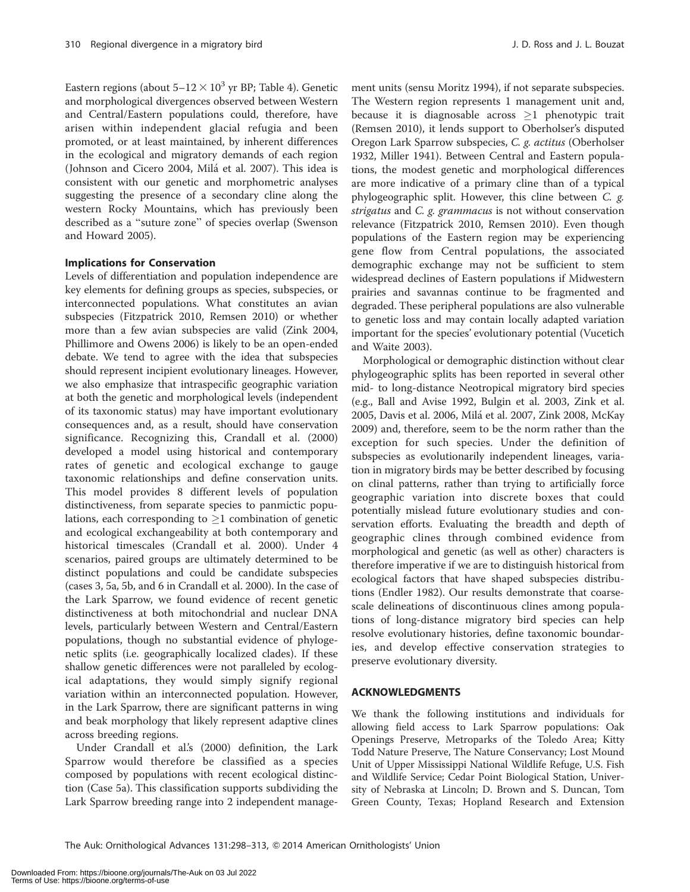Eastern regions (about $5–12 \times 10^3$ yr BP; Table 4). Genetic and morphological divergences observed between Western and Central/Eastern populations could, therefore, have arisen within independent glacial refugia and been promoted, or at least maintained, by inherent differences in the ecological and migratory demands of each region (Johnson and Cicero 2004, Milá et al. 2007). This idea is consistent with our genetic and morphometric analyses suggesting the presence of a secondary cline along the western Rocky Mountains, which has previously been described as a "suture zone" of species overlap (Swenson and Howard 2005).

### Implications for Conservation

Levels of differentiation and population independence are key elements for defining groups as species, subspecies, or interconnected populations. What constitutes an avian subspecies (Fitzpatrick 2010, Remsen 2010) or whether more than a few avian subspecies are valid (Zink 2004, Phillimore and Owens 2006) is likely to be an open-ended debate. We tend to agree with the idea that subspecies should represent incipient evolutionary lineages. However, we also emphasize that intraspecific geographic variation at both the genetic and morphological levels (independent of its taxonomic status) may have important evolutionary consequences and, as a result, should have conservation significance. Recognizing this, Crandall et al. (2000) developed a model using historical and contemporary rates of genetic and ecological exchange to gauge taxonomic relationships and define conservation units. This model provides 8 different levels of population distinctiveness, from separate species to panmictic populations, each corresponding to $\geq$1 combination of genetic and ecological exchangeability at both contemporary and historical timescales (Crandall et al. 2000). Under 4 scenarios, paired groups are ultimately determined to be distinct populations and could be candidate subspecies (cases 3, 5a, 5b, and 6 in Crandall et al. 2000). In the case of the Lark Sparrow, we found evidence of recent genetic distinctiveness at both mitochondrial and nuclear DNA levels, particularly between Western and Central/Eastern populations, though no substantial evidence of phylogenetic splits (i.e. geographically localized clades). If these shallow genetic differences were not paralleled by ecological adaptations, they would simply signify regional variation within an interconnected population. However, in the Lark Sparrow, there are significant patterns in wing and beak morphology that likely represent adaptive clines across breeding regions.

Under Crandall et al.'s (2000) definition, the Lark Sparrow would therefore be classified as a species composed by populations with recent ecological distinction (Case 5a). This classification supports subdividing the Lark Sparrow breeding range into 2 independent management units (sensu Moritz 1994), if not separate subspecies. The Western region represents 1 management unit and, because it is diagnosable across $\geq$1 phenotypic trait (Remsen 2010), it lends support to Oberholser's disputed Oregon Lark Sparrow subspecies, *C. g. actitus* (Oberholser 1932, Miller 1941). Between Central and Eastern populations, the modest genetic and morphological differences are more indicative of a primary cline than of a typical phylogeographic split. However, this cline between *C. g. strigatus* and *C. g. grammacus* is not without conservation relevance (Fitzpatrick 2010, Remsen 2010). Even though populations of the Eastern region may be experiencing gene flow from Central populations, the associated demographic exchange may not be sufficient to stem widespread declines of Eastern populations if Midwestern prairies and savannas continue to be fragmented and degraded. These peripheral populations are also vulnerable to genetic loss and may contain locally adapted variation important for the species' evolutionary potential (Vucetich and Waite 2003).

Morphological or demographic distinction without clear phylogeographic splits has been reported in several other mid- to long-distance Neotropical migratory bird species (e.g., Ball and Avise 1992, Bulgin et al. 2003, Zink et al. 2005, Davis et al. 2006, Milá et al. 2007, Zink 2008, McKay 2009) and, therefore, seem to be the norm rather than the exception for such species. Under the definition of subspecies as evolutionarily independent lineages, variation in migratory birds may be better described by focusing on clinal patterns, rather than trying to artificially force geographic variation into discrete boxes that could potentially mislead future evolutionary studies and conservation efforts. Evaluating the breadth and depth of geographic clines through combined evidence from morphological and genetic (as well as other) characters is therefore imperative if we are to distinguish historical from ecological factors that have shaped subspecies distributions (Endler 1982). Our results demonstrate that coarse-scale delineations of discontinuous clines among populations of long-distance migratory bird species can help resolve evolutionary histories, define taxonomic boundaries, and develop effective conservation strategies to preserve evolutionary diversity.

## ACKNOWLEDGMENTS

We thank the following institutions and individuals for allowing field access to Lark Sparrow populations: Oak Openings Preserve, Metroparks of the Toledo Area; Kitty Todd Nature Preserve, The Nature Conservancy; Lost Mound Unit of Upper Mississippi National Wildlife Refuge, U.S. Fish and Wildlife Service; Cedar Point Biological Station, University of Nebraska at Lincoln; D. Brown and S. Duncan, Tom Green County, Texas; Hopland Research and Extension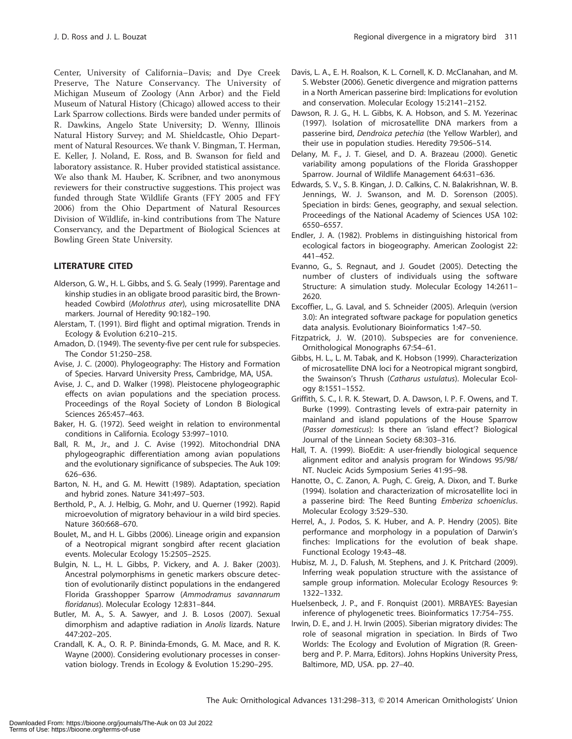Center, University of California–Davis; and Dye Creek Preserve, The Nature Conservancy. The University of Michigan Museum of Zoology (Ann Arbor) and the Field Museum of Natural History (Chicago) allowed access to their Lark Sparrow collections. Birds were banded under permits of R. Dawkins, Angelo State University; D. Wenny, Illinois Natural History Survey; and M. Shieldcastle, Ohio Department of Natural Resources. We thank V. Bingman, T. Herman, E. Keller, J. Noland, E. Ross, and B. Swanson for field and laboratory assistance. R. Huber provided statistical assistance. We also thank M. Hauber, K. Scribner, and two anonymous reviewers for their constructive suggestions. This project was funded through State Wildlife Grants (FFY 2005 and FFY 2006) from the Ohio Department of Natural Resources Division of Wildlife, in-kind contributions from The Nature Conservancy, and the Department of Biological Sciences at Bowling Green State University.

## LITERATURE CITED

Alderson, G. W., H. L. Gibbs, and S. G. Sealy (1999). Parentage and kinship studies in an obligate brood parasitic bird, the Brown-headed Cowbird (*Molothrus ater*), using microsatellite DNA markers. Journal of Heredity 90:182–190.

Alerstam, T. (1991). Bird flight and optimal migration. Trends in Ecology & Evolution 6:210–215.

Amadon, D. (1949). The seventy-five per cent rule for subspecies. The Condor 51:250–258.

Avise, J. C. (2000). Phylogeography: The History and Formation of Species. Harvard University Press, Cambridge, MA, USA.

Avise, J. C., and D. Walker (1998). Pleistocene phylogeographic effects on avian populations and the speciation process. Proceedings of the Royal Society of London B Biological Sciences 265:457–463.

Baker, H. G. (1972). Seed weight in relation to environmental conditions in California. Ecology 53:997–1010.

Ball, R. M., Jr., and J. C. Avise (1992). Mitochondrial DNA phylogeographic differentiation among avian populations and the evolutionary significance of subspecies. The Auk 109: 626–636.

Barton, N. H., and G. M. Hewitt (1989). Adaptation, speciation and hybrid zones. Nature 341:497–503.

Berthold, P., A. J. Helbig, G. Mohr, and U. Querner (1992). Rapid microevolution of migratory behaviour in a wild bird species. Nature 360:668–670.

Boulet, M., and H. L. Gibbs (2006). Lineage origin and expansion of a Neotropical migrant songbird after recent glaciation events. Molecular Ecology 15:2505–2525.

Bulgin, N. L., H. L. Gibbs, P. Vickery, and A. J. Baker (2003). Ancestral polymorphisms in genetic markers obscure detection of evolutionarily distinct populations in the endangered Florida Grasshopper Sparrow (*Ammodramus savannarum floridanus*). Molecular Ecology 12:831–844.

Butler, M. A., S. A. Sawyer, and J. B. Losos (2007). Sexual dimorphism and adaptive radiation in *Anolis* lizards. Nature 447:202–205.

Crandall, K. A., O. R. P. Bininda-Emonds, G. M. Mace, and R. K. Wayne (2000). Considering evolutionary processes in conservation biology. Trends in Ecology & Evolution 15:290–295.

Davis, L. A., E. H. Roalson, K. L. Cornell, K. D. McClanahan, and M. S. Webster (2006). Genetic divergence and migration patterns in a North American passerine bird: Implications for evolution and conservation. Molecular Ecology 15:2141–2152.

Dawson, R. J. G., H. L. Gibbs, K. A. Hobson, and S. M. Yezerinac (1997). Isolation of microsatellite DNA markers from a passerine bird, *Dendroica petechia* (the Yellow Warbler), and their use in population studies. Heredity 79:506–514.

Delany, M. F., J. T. Giesel, and D. A. Brazeau (2000). Genetic variability among populations of the Florida Grasshopper Sparrow. Journal of Wildlife Management 64:631–636.

Edwards, S. V., S. B. Kingan, J. D. Calkins, C. N. Balakrishnan, W. B. Jennings, W. J. Swanson, and M. D. Sorenson (2005). Speciation in birds: Genes, geography, and sexual selection. Proceedings of the National Academy of Sciences USA 102: 6550–6557.

Endler, J. A. (1982). Problems in distinguishing historical from ecological factors in biogeography. American Zoologist 22: 441–452.

Evanno, G., S. Regnaut, and J. Goudet (2005). Detecting the number of clusters of individuals using the software Structure: A simulation study. Molecular Ecology 14:2611–2620.

Excoffier, L., G. Laval, and S. Schneider (2005). Arlequin (version 3.0): An integrated software package for population genetics data analysis. Evolutionary Bioinformatics 1:47–50.

Fitzpatrick, J. W. (2010). Subspecies are for convenience. Ornithological Monographs 67:54–61.

Gibbs, H. L., L. M. Tabak, and K. Hobson (1999). Characterization of microsatellite DNA loci for a Neotropical migrant songbird, the Swainson's Thrush (*Catharus ustulatus*). Molecular Ecology 8:1551–1552.

Griffith, S. C., I. R. K. Stewart, D. A. Dawson, I. P. F. Owens, and T. Burke (1999). Contrasting levels of extra-pair paternity in mainland and island populations of the House Sparrow (*Passer domesticus*): Is there an 'island effect'? Biological Journal of the Linnean Society 68:303–316.

Hall, T. A. (1999). BioEdit: A user-friendly biological sequence alignment editor and analysis program for Windows 95/98/NT. Nucleic Acids Symposium Series 41:95–98.

Hanotte, O., C. Zanon, A. Pugh, C. Greig, A. Dixon, and T. Burke (1994). Isolation and characterization of microsatellite loci in a passerine bird: The Reed Bunting *Emberiza schoeniclus*. Molecular Ecology 3:529–530.

Herrel, A., J. Podos, S. K. Huber, and A. P. Hendry (2005). Bite performance and morphology in a population of Darwin's finches: Implications for the evolution of beak shape. Functional Ecology 19:43–48.

Hubisz, M. J., D. Falush, M. Stephens, and J. K. Pritchard (2009). Inferring weak population structure with the assistance of sample group information. Molecular Ecology Resources 9: 1322–1332.

Huelsenbeck, J. P., and F. Ronquist (2001). MRBAYES: Bayesian inference of phylogenetic trees. Bioinformatics 17:754–755.

Irwin, D. E., and J. H. Irwin (2005). Siberian migratory divides: The role of seasonal migration in speciation. In Birds of Two Worlds: The Ecology and Evolution of Migration (R. Greenberg and P. P. Marra, Editors). Johns Hopkins University Press, Baltimore, MD, USA. pp. 27–40.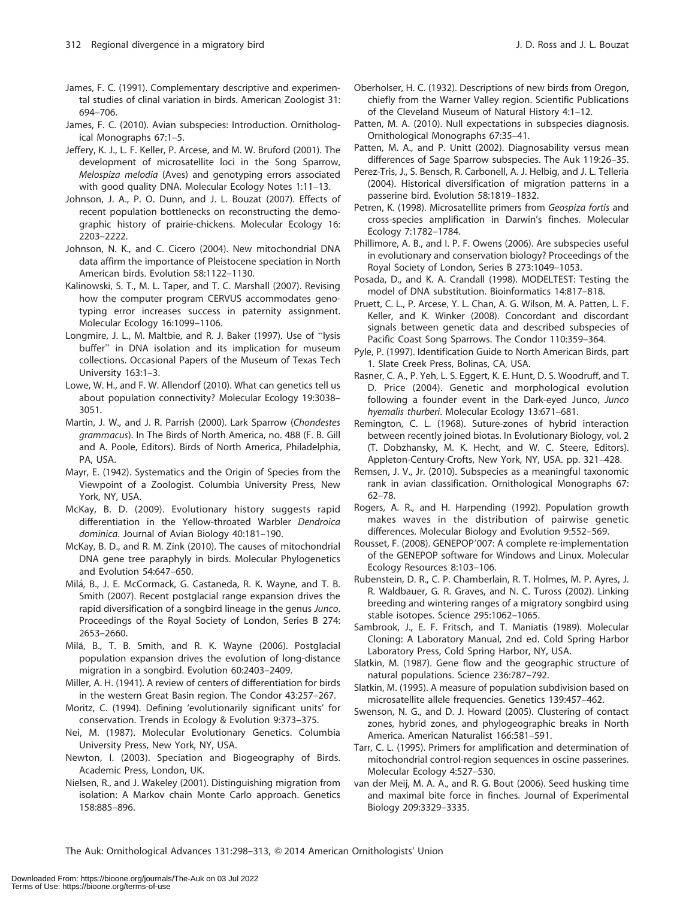James, F. C. (1991). Complementary descriptive and experimental studies of clinal variation in birds. American Zoologist 31: 694–706.

James, F. C. (2010). Avian subspecies: Introduction. Ornithological Monographs 67:1–5.

Jeffery, K. J., L. F. Keller, P. Arcese, and M. W. Bruford (2001). The development of microsatellite loci in the Song Sparrow, *Melospiza melodia* (Aves) and genotyping errors associated with good quality DNA. Molecular Ecology Notes 1:11–13.

Johnson, J. A., P. O. Dunn, and J. L. Bouzat (2007). Effects of recent population bottlenecks on reconstructing the demographic history of prairie-chickens. Molecular Ecology 16: 2203–2222.

Johnson, N. K., and C. Cicero (2004). New mitochondrial DNA data affirm the importance of Pleistocene speciation in North American birds. Evolution 58:1122–1130.

Kalinowski, S. T., M. L. Taper, and T. C. Marshall (2007). Revising how the computer program CERVUS accommodates genotyping error increases success in paternity assignment. Molecular Ecology 16:1099–1106.

Longmire, J. L., M. Maltbie, and R. J. Baker (1997). Use of "lysis buffer" in DNA isolation and its implication for museum collections. Occasional Papers of the Museum of Texas Tech University 163:1–3.

Lowe, W. H., and F. W. Allendorf (2010). What can genetics tell us about population connectivity? Molecular Ecology 19:3038–3051.

Martin, J. W., and J. R. Parrish (2000). Lark Sparrow (*Chondestes grammacus*). In The Birds of North America, no. 488 (F. B. Gill and A. Poole, Editors). Birds of North America, Philadelphia, PA, USA.

Mayr, E. (1942). Systematics and the Origin of Species from the Viewpoint of a Zoologist. Columbia University Press, New York, NY, USA.

McKay, B. D. (2009). Evolutionary history suggests rapid differentiation in the Yellow-throated Warbler *Dendroica dominica*. Journal of Avian Biology 40:181–190.

McKay, B. D., and R. M. Zink (2010). The causes of mitochondrial DNA gene tree paraphyly in birds. Molecular Phylogenetics and Evolution 54:647–650.

Milá, B., J. E. McCormack, G. Castaneda, R. K. Wayne, and T. B. Smith (2007). Recent postglacial range expansion drives the rapid diversification of a songbird lineage in the genus *Junco*. Proceedings of the Royal Society of London, Series B 274: 2653–2660.

Milá, B., T. B. Smith, and R. K. Wayne (2006). Postglacial population expansion drives the evolution of long-distance migration in a songbird. Evolution 60:2403–2409.

Miller, A. H. (1941). A review of centers of differentiation for birds in the western Great Basin region. The Condor 43:257–267.

Moritz, C. (1994). Defining 'evolutionarily significant units' for conservation. Trends in Ecology & Evolution 9:373–375.

Nei, M. (1987). Molecular Evolutionary Genetics. Columbia University Press, New York, NY, USA.

Newton, I. (2003). Speciation and Biogeography of Birds. Academic Press, London, UK.

Nielsen, R., and J. Wakeley (2001). Distinguishing migration from isolation: A Markov chain Monte Carlo approach. Genetics 158:885–896.

Oberholser, H. C. (1932). Descriptions of new birds from Oregon, chiefly from the Warner Valley region. Scientific Publications of the Cleveland Museum of Natural History 4:1–12.

Patten, M. A. (2010). Null expectations in subspecies diagnosis. Ornithological Monographs 67:35–41.

Patten, M. A., and P. Unitt (2002). Diagnosability versus mean differences of Sage Sparrow subspecies. The Auk 119:26–35.

Perez-Tris, J., S. Bensch, R. Carbonell, A. J. Helbig, and J. L. Telleria (2004). Historical diversification of migration patterns in a passerine bird. Evolution 58:1819–1832.

Petren, K. (1998). Microsatellite primers from *Geospiza fortis* and cross-species amplification in Darwin's finches. Molecular Ecology 7:1782–1784.

Phillimore, A. B., and I. P. F. Owens (2006). Are subspecies useful in evolutionary and conservation biology? Proceedings of the Royal Society of London, Series B 273:1049–1053.

Posada, D., and K. A. Crandall (1998). MODELTEST: Testing the model of DNA substitution. Bioinformatics 14:817–818.

Pruett, C. L., P. Arcese, Y. L. Chan, A. G. Wilson, M. A. Patten, L. F. Keller, and K. Winker (2008). Concordant and discordant signals between genetic data and described subspecies of Pacific Coast Song Sparrows. The Condor 110:359–364.

Pyle, P. (1997). Identification Guide to North American Birds, part 1. Slate Creek Press, Bolinas, CA, USA.

Rasner, C. A., P. Yeh, L. S. Eggert, K. E. Hunt, D. S. Woodruff, and T. D. Price (2004). Genetic and morphological evolution following a founder event in the Dark-eyed Junco, *Junco hyemalis thurberi*. Molecular Ecology 13:671–681.

Remington, C. L. (1968). Suture-zones of hybrid interaction between recently joined biotas. In Evolutionary Biology, vol. 2 (T. Dobzhansky, M. K. Hecht, and W. C. Steere, Editors). Appleton-Century-Crofts, New York, NY, USA. pp. 321–428.

Remsen, J. V., Jr. (2010). Subspecies as a meaningful taxonomic rank in avian classification. Ornithological Monographs 67: 62–78.

Rogers, A. R., and H. Harpending (1992). Population growth makes waves in the distribution of pairwise genetic differences. Molecular Biology and Evolution 9:552–569.

Rousset, F. (2008). GENEPOP′007: A complete re-implementation of the GENEPOP software for Windows and Linux. Molecular Ecology Resources 8:103–106.

Rubenstein, D. R., C. P. Chamberlain, R. T. Holmes, M. P. Ayres, J. R. Waldbauer, G. R. Graves, and N. C. Tuross (2002). Linking breeding and wintering ranges of a migratory songbird using stable isotopes. Science 295:1062–1065.

Sambrook, J., E. F. Fritsch, and T. Maniatis (1989). Molecular Cloning: A Laboratory Manual, 2nd ed. Cold Spring Harbor Laboratory Press, Cold Spring Harbor, NY, USA.

Slatkin, M. (1987). Gene flow and the geographic structure of natural populations. Science 236:787–792.

Slatkin, M. (1995). A measure of population subdivision based on microsatellite allele frequencies. Genetics 139:457–462.

Swenson, N. G., and D. J. Howard (2005). Clustering of contact zones, hybrid zones, and phylogeographic breaks in North America. American Naturalist 166:581–591.

Tarr, C. L. (1995). Primers for amplification and determination of mitochondrial control-region sequences in oscine passerines. Molecular Ecology 4:527–530.

van der Meij, M. A. A., and R. G. Bout (2006). Seed husking time and maximal bite force in finches. Journal of Experimental Biology 209:3329–3335.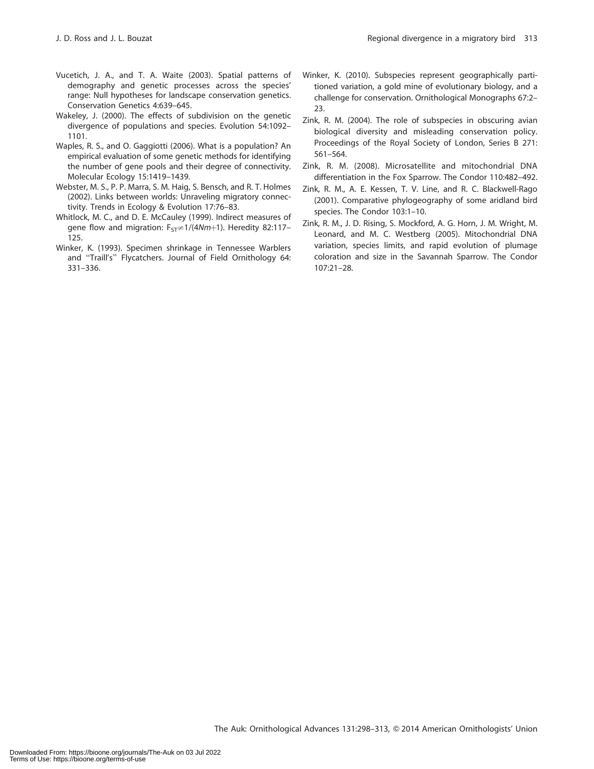Vucetich, J. A., and T. A. Waite (2003). Spatial patterns of demography and genetic processes across the species' range: Null hypotheses for landscape conservation genetics. Conservation Genetics 4:639–645.

Wakeley, J. (2000). The effects of subdivision on the genetic divergence of populations and species. Evolution 54:1092–1101.

Waples, R. S., and O. Gaggiotti (2006). What is a population? An empirical evaluation of some genetic methods for identifying the number of gene pools and their degree of connectivity. Molecular Ecology 15:1419–1439.

Webster, M. S., P. P. Marra, S. M. Haig, S. Bensch, and R. T. Holmes (2002). Links between worlds: Unraveling migratory connectivity. Trends in Ecology & Evolution 17:76–83.

Whitlock, M. C., and D. E. McCauley (1999). Indirect measures of gene flow and migration: $F_{ST} \neq 1/(4Nm+1)$. Heredity 82:117–125.

Winker, K. (1993). Specimen shrinkage in Tennessee Warblers and "Traill's" Flycatchers. Journal of Field Ornithology 64: 331–336.

Winker, K. (2010). Subspecies represent geographically partitioned variation, a gold mine of evolutionary biology, and a challenge for conservation. Ornithological Monographs 67:2–23.

Zink, R. M. (2004). The role of subspecies in obscuring avian biological diversity and misleading conservation policy. Proceedings of the Royal Society of London, Series B 271: 561–564.

Zink, R. M. (2008). Microsatellite and mitochondrial DNA differentiation in the Fox Sparrow. The Condor 110:482–492.

Zink, R. M., A. E. Kessen, T. V. Line, and R. C. Blackwell-Rago (2001). Comparative phylogeography of some aridland bird species. The Condor 103:1–10.

Zink, R. M., J. D. Rising, S. Mockford, A. G. Horn, J. M. Wright, M. Leonard, and M. C. Westberg (2005). Mitochondrial DNA variation, species limits, and rapid evolution of plumage coloration and size in the Savannah Sparrow. The Condor 107:21–28.